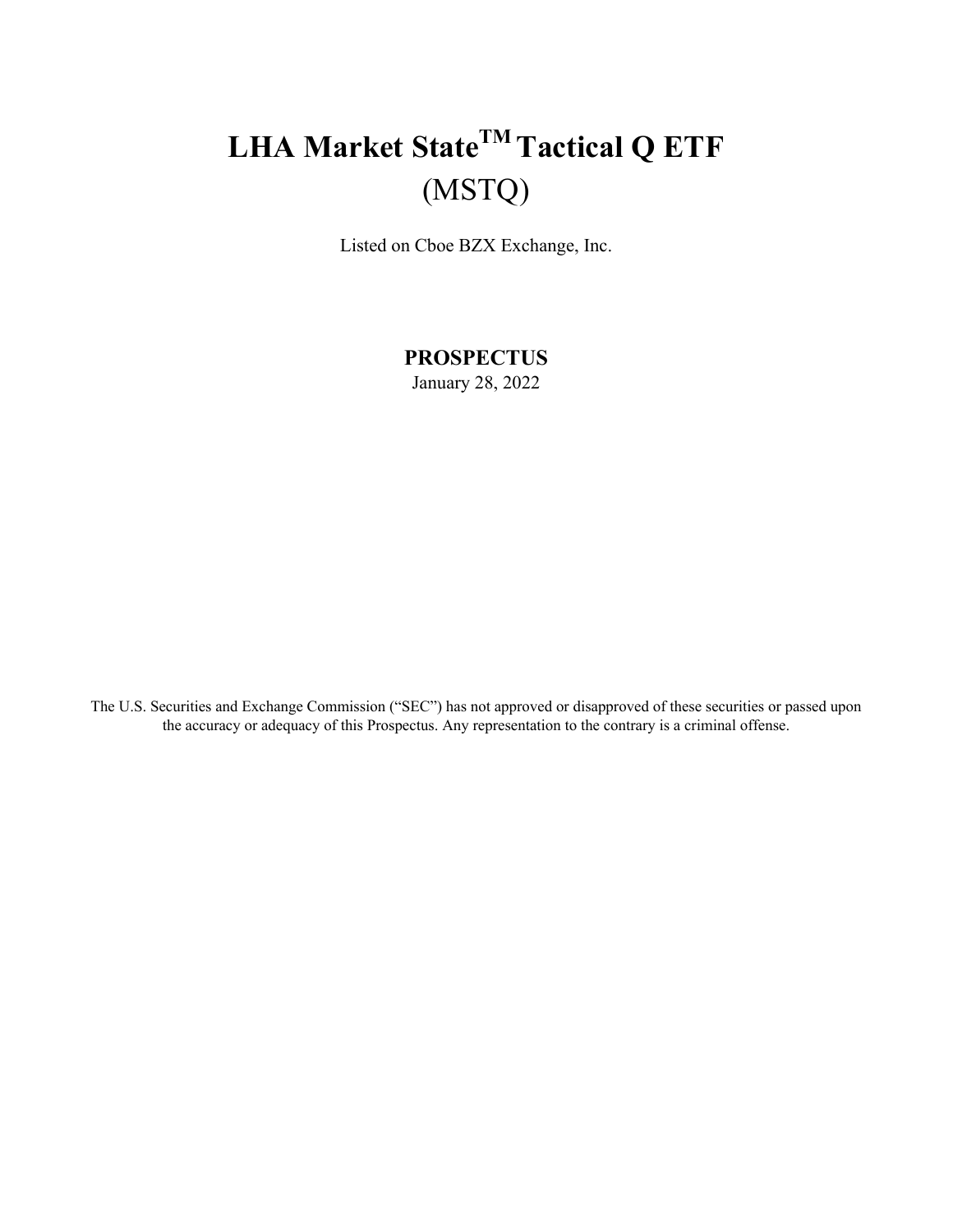# LHA Market State™ Tactical Q ETF

## (MSTQ)

Listed on Cboe BZX Exchange, Inc.

**PROSPECTUS**

January 28, 2022

The U.S. Securities and Exchange Commission ("SEC") has not approved or disapproved of these securities or passed upon the accuracy or adequacy of this Prospectus. Any representation to the contrary is a criminal offense.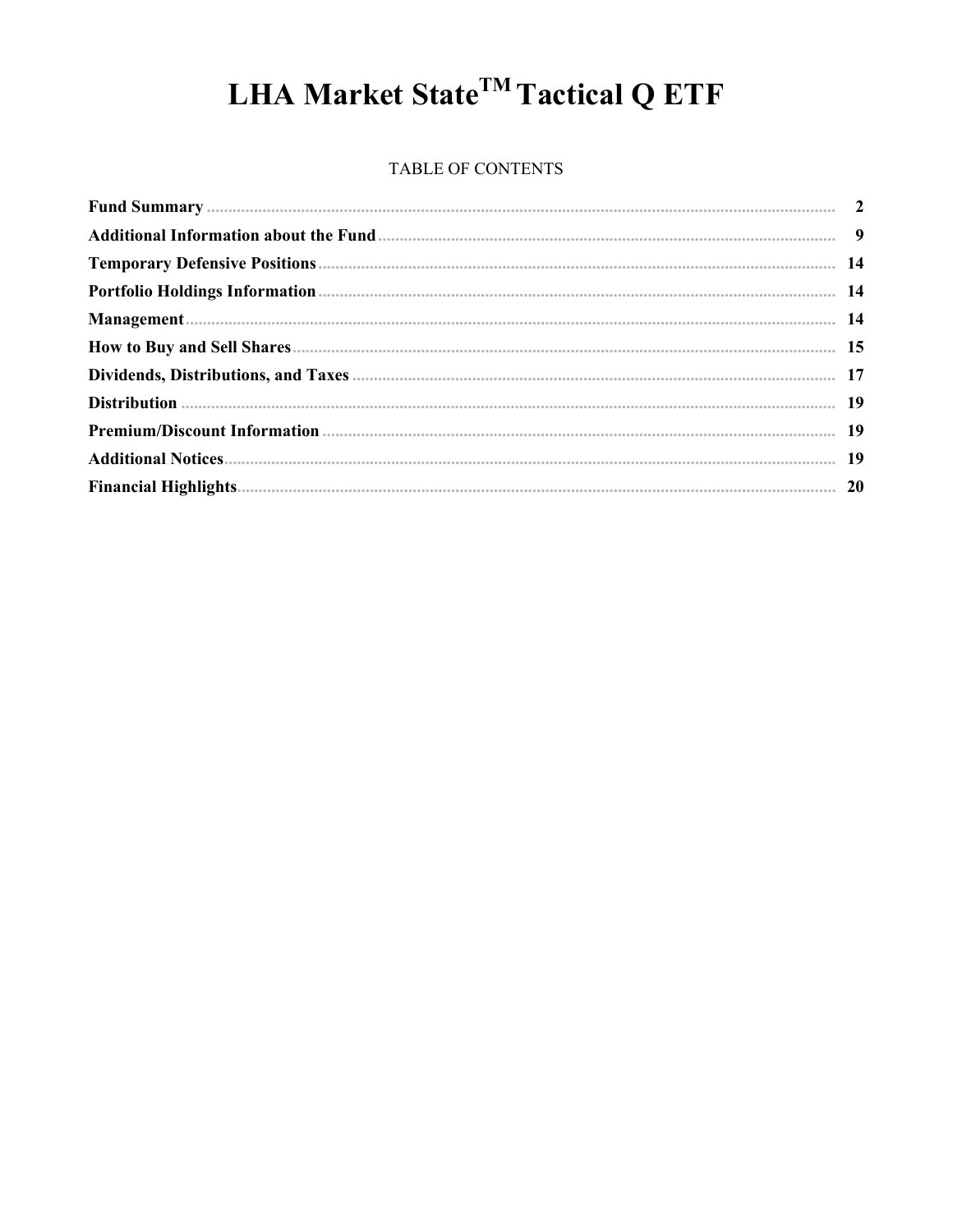# LHA Market State™ Tactical Q ETF

TABLE OF CONTENTS

| | |
|---|---|
| **Fund Summary** | **2** |
| **Additional Information about the Fund** | **9** |
| **Temporary Defensive Positions** | **14** |
| **Portfolio Holdings Information** | **14** |
| **Management** | **14** |
| **How to Buy and Sell Shares** | **15** |
| **Dividends, Distributions, and Taxes** | **17** |
| **Distribution** | **19** |
| **Premium/Discount Information** | **19** |
| **Additional Notices** | **19** |
| **Financial Highlights** | **20** |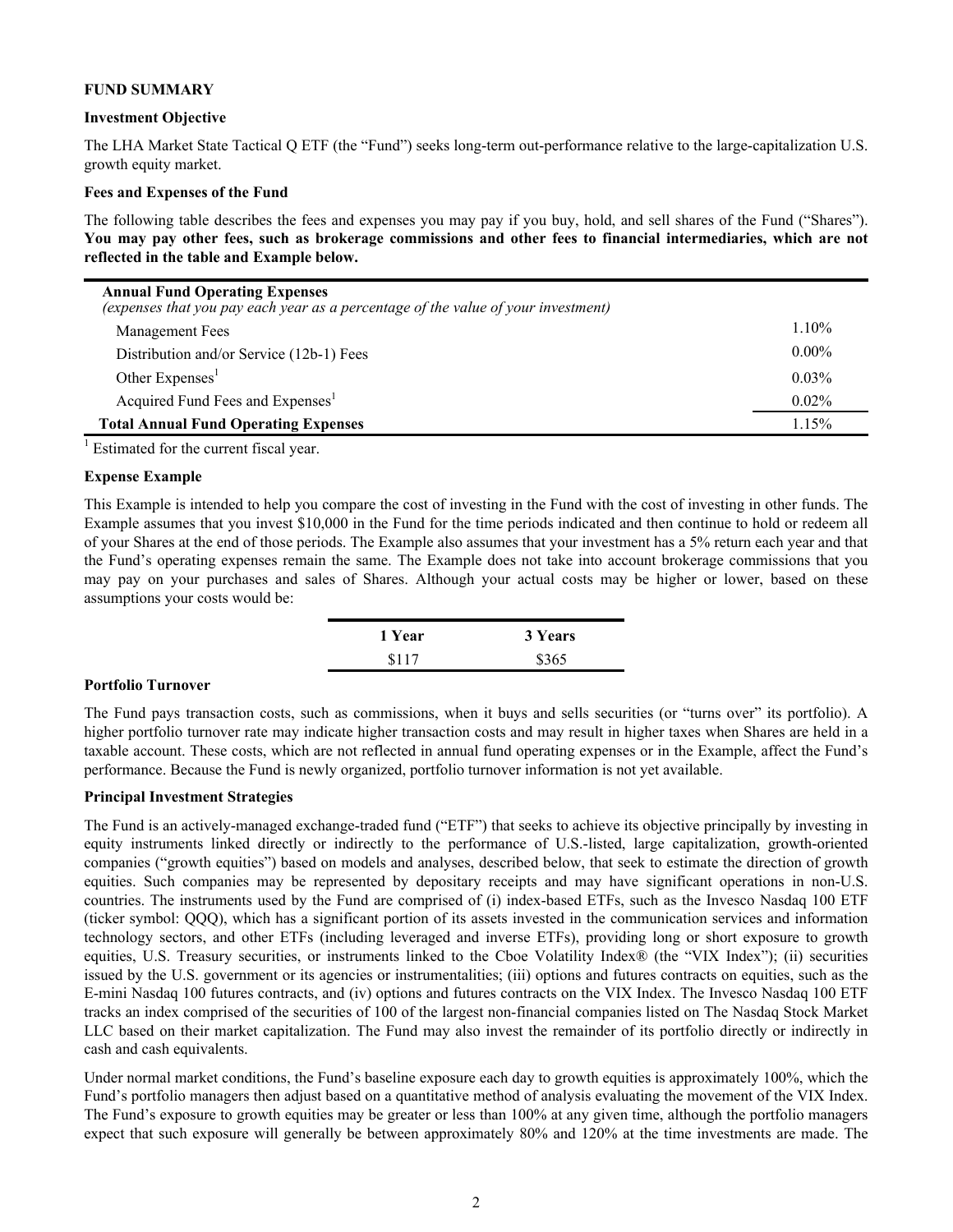**FUND SUMMARY**

**Investment Objective**

The LHA Market State Tactical Q ETF (the "Fund") seeks long-term out-performance relative to the large-capitalization U.S. growth equity market.

**Fees and Expenses of the Fund**

The following table describes the fees and expenses you may pay if you buy, hold, and sell shares of the Fund ("Shares"). **You may pay other fees, such as brokerage commissions and other fees to financial intermediaries, which are not reflected in the table and Example below.**

| **Annual Fund Operating Expenses** *(expenses that you pay each year as a percentage of the value of your investment)* | |
|---|---|
| Management Fees | 1.10% |
| Distribution and/or Service (12b-1) Fees | 0.00% |
| Other Expenses[1] | 0.03% |
| Acquired Fund Fees and Expenses[1] | 0.02% |
| **Total Annual Fund Operating Expenses** | 1.15% |

[1] Estimated for the current fiscal year.

**Expense Example**

This Example is intended to help you compare the cost of investing in the Fund with the cost of investing in other funds. The Example assumes that you invest $10,000 in the Fund for the time periods indicated and then continue to hold or redeem all of your Shares at the end of those periods. The Example also assumes that your investment has a 5% return each year and that the Fund's operating expenses remain the same. The Example does not take into account brokerage commissions that you may pay on your purchases and sales of Shares. Although your actual costs may be higher or lower, based on these assumptions your costs would be:

| 1 Year | 3 Years |
|---|---|
| $117 | $365 |

**Portfolio Turnover**

The Fund pays transaction costs, such as commissions, when it buys and sells securities (or "turns over" its portfolio). A higher portfolio turnover rate may indicate higher transaction costs and may result in higher taxes when Shares are held in a taxable account. These costs, which are not reflected in annual fund operating expenses or in the Example, affect the Fund's performance. Because the Fund is newly organized, portfolio turnover information is not yet available.

**Principal Investment Strategies**

The Fund is an actively-managed exchange-traded fund ("ETF") that seeks to achieve its objective principally by investing in equity instruments linked directly or indirectly to the performance of U.S.-listed, large capitalization, growth-oriented companies ("growth equities") based on models and analyses, described below, that seek to estimate the direction of growth equities. Such companies may be represented by depositary receipts and may have significant operations in non-U.S. countries. The instruments used by the Fund are comprised of (i) index-based ETFs, such as the Invesco Nasdaq 100 ETF (ticker symbol: QQQ), which has a significant portion of its assets invested in the communication services and information technology sectors, and other ETFs (including leveraged and inverse ETFs), providing long or short exposure to growth equities, U.S. Treasury securities, or instruments linked to the Cboe Volatility Index® (the "VIX Index"); (ii) securities issued by the U.S. government or its agencies or instrumentalities; (iii) options and futures contracts on equities, such as the E-mini Nasdaq 100 futures contracts, and (iv) options and futures contracts on the VIX Index. The Invesco Nasdaq 100 ETF tracks an index comprised of the securities of 100 of the largest non-financial companies listed on The Nasdaq Stock Market LLC based on their market capitalization. The Fund may also invest the remainder of its portfolio directly or indirectly in cash and cash equivalents.

Under normal market conditions, the Fund's baseline exposure each day to growth equities is approximately 100%, which the Fund's portfolio managers then adjust based on a quantitative method of analysis evaluating the movement of the VIX Index. The Fund's exposure to growth equities may be greater or less than 100% at any given time, although the portfolio managers expect that such exposure will generally be between approximately 80% and 120% at the time investments are made. The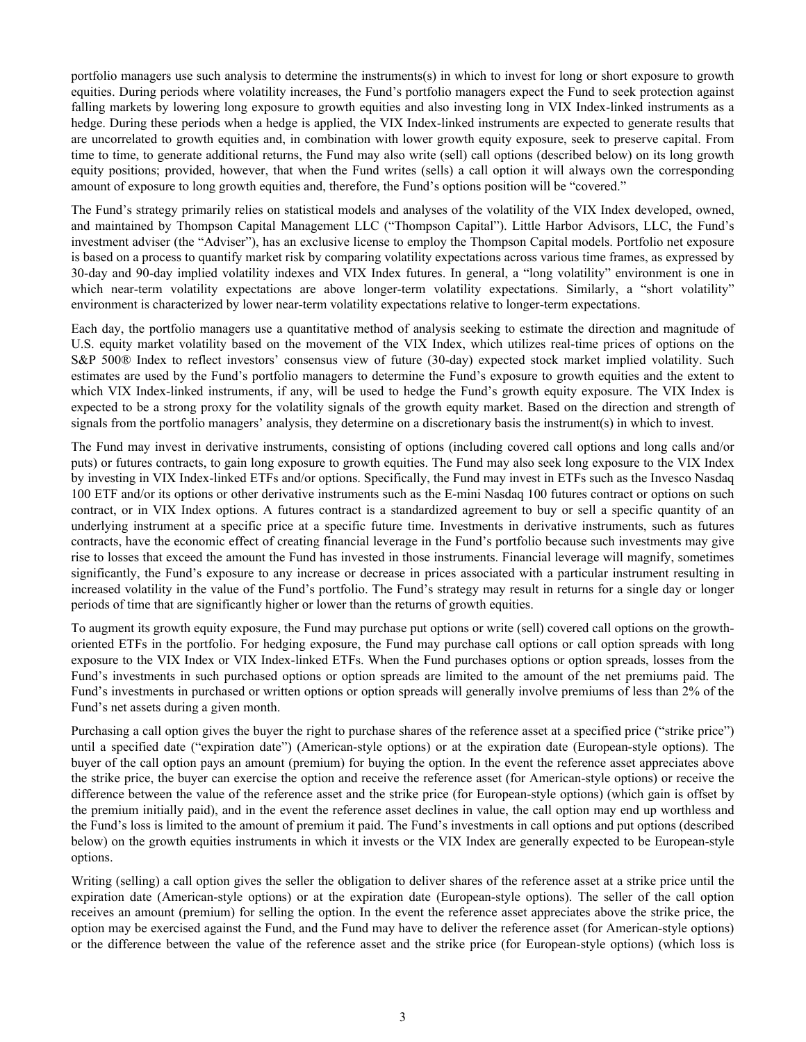portfolio managers use such analysis to determine the instruments(s) in which to invest for long or short exposure to growth equities. During periods where volatility increases, the Fund's portfolio managers expect the Fund to seek protection against falling markets by lowering long exposure to growth equities and also investing long in VIX Index-linked instruments as a hedge. During these periods when a hedge is applied, the VIX Index-linked instruments are expected to generate results that are uncorrelated to growth equities and, in combination with lower growth equity exposure, seek to preserve capital. From time to time, to generate additional returns, the Fund may also write (sell) call options (described below) on its long growth equity positions; provided, however, that when the Fund writes (sells) a call option it will always own the corresponding amount of exposure to long growth equities and, therefore, the Fund's options position will be "covered."

The Fund's strategy primarily relies on statistical models and analyses of the volatility of the VIX Index developed, owned, and maintained by Thompson Capital Management LLC ("Thompson Capital"). Little Harbor Advisors, LLC, the Fund's investment adviser (the "Adviser"), has an exclusive license to employ the Thompson Capital models. Portfolio net exposure is based on a process to quantify market risk by comparing volatility expectations across various time frames, as expressed by 30-day and 90-day implied volatility indexes and VIX Index futures. In general, a "long volatility" environment is one in which near-term volatility expectations are above longer-term volatility expectations. Similarly, a "short volatility" environment is characterized by lower near-term volatility expectations relative to longer-term expectations.

Each day, the portfolio managers use a quantitative method of analysis seeking to estimate the direction and magnitude of U.S. equity market volatility based on the movement of the VIX Index, which utilizes real-time prices of options on the S&P 500® Index to reflect investors' consensus view of future (30-day) expected stock market implied volatility. Such estimates are used by the Fund's portfolio managers to determine the Fund's exposure to growth equities and the extent to which VIX Index-linked instruments, if any, will be used to hedge the Fund's growth equity exposure. The VIX Index is expected to be a strong proxy for the volatility signals of the growth equity market. Based on the direction and strength of signals from the portfolio managers' analysis, they determine on a discretionary basis the instrument(s) in which to invest.

The Fund may invest in derivative instruments, consisting of options (including covered call options and long calls and/or puts) or futures contracts, to gain long exposure to growth equities. The Fund may also seek long exposure to the VIX Index by investing in VIX Index-linked ETFs and/or options. Specifically, the Fund may invest in ETFs such as the Invesco Nasdaq 100 ETF and/or its options or other derivative instruments such as the E-mini Nasdaq 100 futures contract or options on such contract, or in VIX Index options. A futures contract is a standardized agreement to buy or sell a specific quantity of an underlying instrument at a specific price at a specific future time. Investments in derivative instruments, such as futures contracts, have the economic effect of creating financial leverage in the Fund's portfolio because such investments may give rise to losses that exceed the amount the Fund has invested in those instruments. Financial leverage will magnify, sometimes significantly, the Fund's exposure to any increase or decrease in prices associated with a particular instrument resulting in increased volatility in the value of the Fund's portfolio. The Fund's strategy may result in returns for a single day or longer periods of time that are significantly higher or lower than the returns of growth equities.

To augment its growth equity exposure, the Fund may purchase put options or write (sell) covered call options on the growth-oriented ETFs in the portfolio. For hedging exposure, the Fund may purchase call options or call option spreads with long exposure to the VIX Index or VIX Index-linked ETFs. When the Fund purchases options or option spreads, losses from the Fund's investments in such purchased options or option spreads are limited to the amount of the net premiums paid. The Fund's investments in purchased or written options or option spreads will generally involve premiums of less than 2% of the Fund's net assets during a given month.

Purchasing a call option gives the buyer the right to purchase shares of the reference asset at a specified price ("strike price") until a specified date ("expiration date") (American-style options) or at the expiration date (European-style options). The buyer of the call option pays an amount (premium) for buying the option. In the event the reference asset appreciates above the strike price, the buyer can exercise the option and receive the reference asset (for American-style options) or receive the difference between the value of the reference asset and the strike price (for European-style options) (which gain is offset by the premium initially paid), and in the event the reference asset declines in value, the call option may end up worthless and the Fund's loss is limited to the amount of premium it paid. The Fund's investments in call options and put options (described below) on the growth equities instruments in which it invests or the VIX Index are generally expected to be European-style options.

Writing (selling) a call option gives the seller the obligation to deliver shares of the reference asset at a strike price until the expiration date (American-style options) or at the expiration date (European-style options). The seller of the call option receives an amount (premium) for selling the option. In the event the reference asset appreciates above the strike price, the option may be exercised against the Fund, and the Fund may have to deliver the reference asset (for American-style options) or the difference between the value of the reference asset and the strike price (for European-style options) (which loss is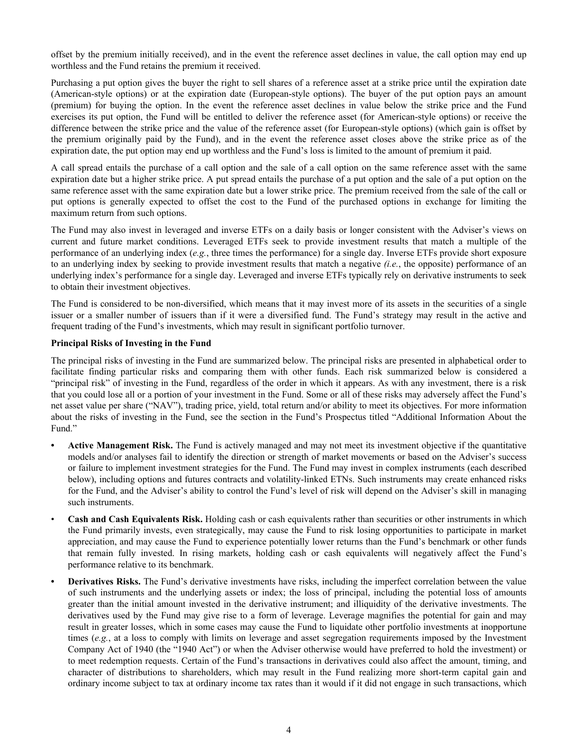offset by the premium initially received), and in the event the reference asset declines in value, the call option may end up worthless and the Fund retains the premium it received.

Purchasing a put option gives the buyer the right to sell shares of a reference asset at a strike price until the expiration date (American-style options) or at the expiration date (European-style options). The buyer of the put option pays an amount (premium) for buying the option. In the event the reference asset declines in value below the strike price and the Fund exercises its put option, the Fund will be entitled to deliver the reference asset (for American-style options) or receive the difference between the strike price and the value of the reference asset (for European-style options) (which gain is offset by the premium originally paid by the Fund), and in the event the reference asset closes above the strike price as of the expiration date, the put option may end up worthless and the Fund's loss is limited to the amount of premium it paid.

A call spread entails the purchase of a call option and the sale of a call option on the same reference asset with the same expiration date but a higher strike price. A put spread entails the purchase of a put option and the sale of a put option on the same reference asset with the same expiration date but a lower strike price. The premium received from the sale of the call or put options is generally expected to offset the cost to the Fund of the purchased options in exchange for limiting the maximum return from such options.

The Fund may also invest in leveraged and inverse ETFs on a daily basis or longer consistent with the Adviser's views on current and future market conditions. Leveraged ETFs seek to provide investment results that match a multiple of the performance of an underlying index (*e.g.*, three times the performance) for a single day. Inverse ETFs provide short exposure to an underlying index by seeking to provide investment results that match a negative *(i.e.*, the opposite) performance of an underlying index's performance for a single day. Leveraged and inverse ETFs typically rely on derivative instruments to seek to obtain their investment objectives.

The Fund is considered to be non-diversified, which means that it may invest more of its assets in the securities of a single issuer or a smaller number of issuers than if it were a diversified fund. The Fund's strategy may result in the active and frequent trading of the Fund's investments, which may result in significant portfolio turnover.

**Principal Risks of Investing in the Fund**

The principal risks of investing in the Fund are summarized below. The principal risks are presented in alphabetical order to facilitate finding particular risks and comparing them with other funds. Each risk summarized below is considered a "principal risk" of investing in the Fund, regardless of the order in which it appears. As with any investment, there is a risk that you could lose all or a portion of your investment in the Fund. Some or all of these risks may adversely affect the Fund's net asset value per share ("NAV"), trading price, yield, total return and/or ability to meet its objectives. For more information about the risks of investing in the Fund, see the section in the Fund's Prospectus titled "Additional Information About the Fund."

- **Active Management Risk.** The Fund is actively managed and may not meet its investment objective if the quantitative models and/or analyses fail to identify the direction or strength of market movements or based on the Adviser's success or failure to implement investment strategies for the Fund. The Fund may invest in complex instruments (each described below), including options and futures contracts and volatility-linked ETNs. Such instruments may create enhanced risks for the Fund, and the Adviser's ability to control the Fund's level of risk will depend on the Adviser's skill in managing such instruments.
- **Cash and Cash Equivalents Risk.** Holding cash or cash equivalents rather than securities or other instruments in which the Fund primarily invests, even strategically, may cause the Fund to risk losing opportunities to participate in market appreciation, and may cause the Fund to experience potentially lower returns than the Fund's benchmark or other funds that remain fully invested. In rising markets, holding cash or cash equivalents will negatively affect the Fund's performance relative to its benchmark.
- **Derivatives Risks.** The Fund's derivative investments have risks, including the imperfect correlation between the value of such instruments and the underlying assets or index; the loss of principal, including the potential loss of amounts greater than the initial amount invested in the derivative instrument; and illiquidity of the derivative investments. The derivatives used by the Fund may give rise to a form of leverage. Leverage magnifies the potential for gain and may result in greater losses, which in some cases may cause the Fund to liquidate other portfolio investments at inopportune times (*e.g.*, at a loss to comply with limits on leverage and asset segregation requirements imposed by the Investment Company Act of 1940 (the "1940 Act") or when the Adviser otherwise would have preferred to hold the investment) or to meet redemption requests. Certain of the Fund's transactions in derivatives could also affect the amount, timing, and character of distributions to shareholders, which may result in the Fund realizing more short-term capital gain and ordinary income subject to tax at ordinary income tax rates than it would if it did not engage in such transactions, which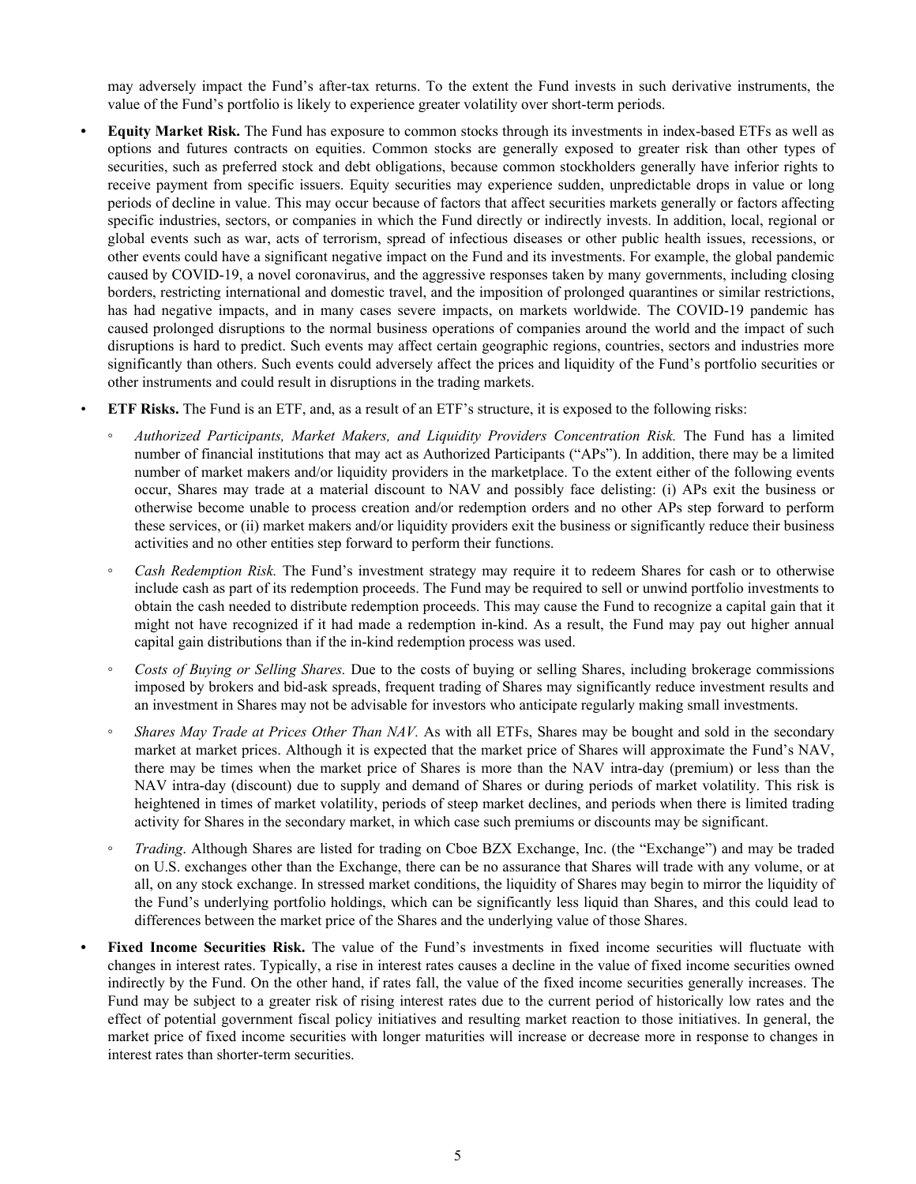may adversely impact the Fund's after-tax returns. To the extent the Fund invests in such derivative instruments, the value of the Fund's portfolio is likely to experience greater volatility over short-term periods.

- **Equity Market Risk.** The Fund has exposure to common stocks through its investments in index-based ETFs as well as options and futures contracts on equities. Common stocks are generally exposed to greater risk than other types of securities, such as preferred stock and debt obligations, because common stockholders generally have inferior rights to receive payment from specific issuers. Equity securities may experience sudden, unpredictable drops in value or long periods of decline in value. This may occur because of factors that affect securities markets generally or factors affecting specific industries, sectors, or companies in which the Fund directly or indirectly invests. In addition, local, regional or global events such as war, acts of terrorism, spread of infectious diseases or other public health issues, recessions, or other events could have a significant negative impact on the Fund and its investments. For example, the global pandemic caused by COVID-19, a novel coronavirus, and the aggressive responses taken by many governments, including closing borders, restricting international and domestic travel, and the imposition of prolonged quarantines or similar restrictions, has had negative impacts, and in many cases severe impacts, on markets worldwide. The COVID-19 pandemic has caused prolonged disruptions to the normal business operations of companies around the world and the impact of such disruptions is hard to predict. Such events may affect certain geographic regions, countries, sectors and industries more significantly than others. Such events could adversely affect the prices and liquidity of the Fund's portfolio securities or other instruments and could result in disruptions in the trading markets.

- **ETF Risks.** The Fund is an ETF, and, as a result of an ETF's structure, it is exposed to the following risks:
  - *Authorized Participants, Market Makers, and Liquidity Providers Concentration Risk.* The Fund has a limited number of financial institutions that may act as Authorized Participants ("APs"). In addition, there may be a limited number of market makers and/or liquidity providers in the marketplace. To the extent either of the following events occur, Shares may trade at a material discount to NAV and possibly face delisting: (i) APs exit the business or otherwise become unable to process creation and/or redemption orders and no other APs step forward to perform these services, or (ii) market makers and/or liquidity providers exit the business or significantly reduce their business activities and no other entities step forward to perform their functions.
  - *Cash Redemption Risk.* The Fund's investment strategy may require it to redeem Shares for cash or to otherwise include cash as part of its redemption proceeds. The Fund may be required to sell or unwind portfolio investments to obtain the cash needed to distribute redemption proceeds. This may cause the Fund to recognize a capital gain that it might not have recognized if it had made a redemption in-kind. As a result, the Fund may pay out higher annual capital gain distributions than if the in-kind redemption process was used.
  - *Costs of Buying or Selling Shares.* Due to the costs of buying or selling Shares, including brokerage commissions imposed by brokers and bid-ask spreads, frequent trading of Shares may significantly reduce investment results and an investment in Shares may not be advisable for investors who anticipate regularly making small investments.
  - *Shares May Trade at Prices Other Than NAV.* As with all ETFs, Shares may be bought and sold in the secondary market at market prices. Although it is expected that the market price of Shares will approximate the Fund's NAV, there may be times when the market price of Shares is more than the NAV intra-day (premium) or less than the NAV intra-day (discount) due to supply and demand of Shares or during periods of market volatility. This risk is heightened in times of market volatility, periods of steep market declines, and periods when there is limited trading activity for Shares in the secondary market, in which case such premiums or discounts may be significant.
  - *Trading*. Although Shares are listed for trading on Cboe BZX Exchange, Inc. (the "Exchange") and may be traded on U.S. exchanges other than the Exchange, there can be no assurance that Shares will trade with any volume, or at all, on any stock exchange. In stressed market conditions, the liquidity of Shares may begin to mirror the liquidity of the Fund's underlying portfolio holdings, which can be significantly less liquid than Shares, and this could lead to differences between the market price of the Shares and the underlying value of those Shares.

- **Fixed Income Securities Risk.** The value of the Fund's investments in fixed income securities will fluctuate with changes in interest rates. Typically, a rise in interest rates causes a decline in the value of fixed income securities owned indirectly by the Fund. On the other hand, if rates fall, the value of the fixed income securities generally increases. The Fund may be subject to a greater risk of rising interest rates due to the current period of historically low rates and the effect of potential government fiscal policy initiatives and resulting market reaction to those initiatives. In general, the market price of fixed income securities with longer maturities will increase or decrease more in response to changes in interest rates than shorter-term securities.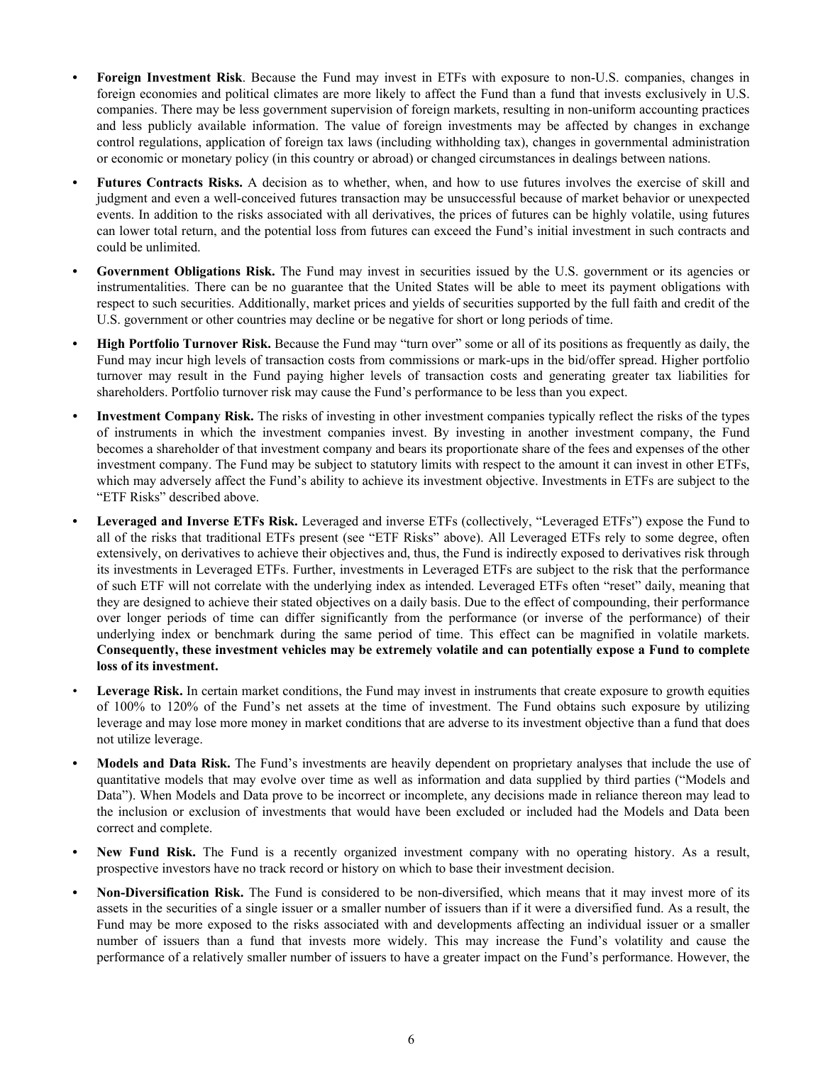- **Foreign Investment Risk**. Because the Fund may invest in ETFs with exposure to non-U.S. companies, changes in foreign economies and political climates are more likely to affect the Fund than a fund that invests exclusively in U.S. companies. There may be less government supervision of foreign markets, resulting in non-uniform accounting practices and less publicly available information. The value of foreign investments may be affected by changes in exchange control regulations, application of foreign tax laws (including withholding tax), changes in governmental administration or economic or monetary policy (in this country or abroad) or changed circumstances in dealings between nations.

- **Futures Contracts Risks.** A decision as to whether, when, and how to use futures involves the exercise of skill and judgment and even a well-conceived futures transaction may be unsuccessful because of market behavior or unexpected events. In addition to the risks associated with all derivatives, the prices of futures can be highly volatile, using futures can lower total return, and the potential loss from futures can exceed the Fund's initial investment in such contracts and could be unlimited.

- **Government Obligations Risk.** The Fund may invest in securities issued by the U.S. government or its agencies or instrumentalities. There can be no guarantee that the United States will be able to meet its payment obligations with respect to such securities. Additionally, market prices and yields of securities supported by the full faith and credit of the U.S. government or other countries may decline or be negative for short or long periods of time.

- **High Portfolio Turnover Risk.** Because the Fund may "turn over" some or all of its positions as frequently as daily, the Fund may incur high levels of transaction costs from commissions or mark-ups in the bid/offer spread. Higher portfolio turnover may result in the Fund paying higher levels of transaction costs and generating greater tax liabilities for shareholders. Portfolio turnover risk may cause the Fund's performance to be less than you expect.

- **Investment Company Risk.** The risks of investing in other investment companies typically reflect the risks of the types of instruments in which the investment companies invest. By investing in another investment company, the Fund becomes a shareholder of that investment company and bears its proportionate share of the fees and expenses of the other investment company. The Fund may be subject to statutory limits with respect to the amount it can invest in other ETFs, which may adversely affect the Fund's ability to achieve its investment objective. Investments in ETFs are subject to the "ETF Risks" described above.

- **Leveraged and Inverse ETFs Risk.** Leveraged and inverse ETFs (collectively, "Leveraged ETFs") expose the Fund to all of the risks that traditional ETFs present (see "ETF Risks" above). All Leveraged ETFs rely to some degree, often extensively, on derivatives to achieve their objectives and, thus, the Fund is indirectly exposed to derivatives risk through its investments in Leveraged ETFs. Further, investments in Leveraged ETFs are subject to the risk that the performance of such ETF will not correlate with the underlying index as intended. Leveraged ETFs often "reset" daily, meaning that they are designed to achieve their stated objectives on a daily basis. Due to the effect of compounding, their performance over longer periods of time can differ significantly from the performance (or inverse of the performance) of their underlying index or benchmark during the same period of time. This effect can be magnified in volatile markets. **Consequently, these investment vehicles may be extremely volatile and can potentially expose a Fund to complete loss of its investment.**

- **Leverage Risk.** In certain market conditions, the Fund may invest in instruments that create exposure to growth equities of 100% to 120% of the Fund's net assets at the time of investment. The Fund obtains such exposure by utilizing leverage and may lose more money in market conditions that are adverse to its investment objective than a fund that does not utilize leverage.

- **Models and Data Risk.** The Fund's investments are heavily dependent on proprietary analyses that include the use of quantitative models that may evolve over time as well as information and data supplied by third parties ("Models and Data"). When Models and Data prove to be incorrect or incomplete, any decisions made in reliance thereon may lead to the inclusion or exclusion of investments that would have been excluded or included had the Models and Data been correct and complete.

- **New Fund Risk.** The Fund is a recently organized investment company with no operating history. As a result, prospective investors have no track record or history on which to base their investment decision.

- **Non-Diversification Risk.** The Fund is considered to be non-diversified, which means that it may invest more of its assets in the securities of a single issuer or a smaller number of issuers than if it were a diversified fund. As a result, the Fund may be more exposed to the risks associated with and developments affecting an individual issuer or a smaller number of issuers than a fund that invests more widely. This may increase the Fund's volatility and cause the performance of a relatively smaller number of issuers to have a greater impact on the Fund's performance. However, the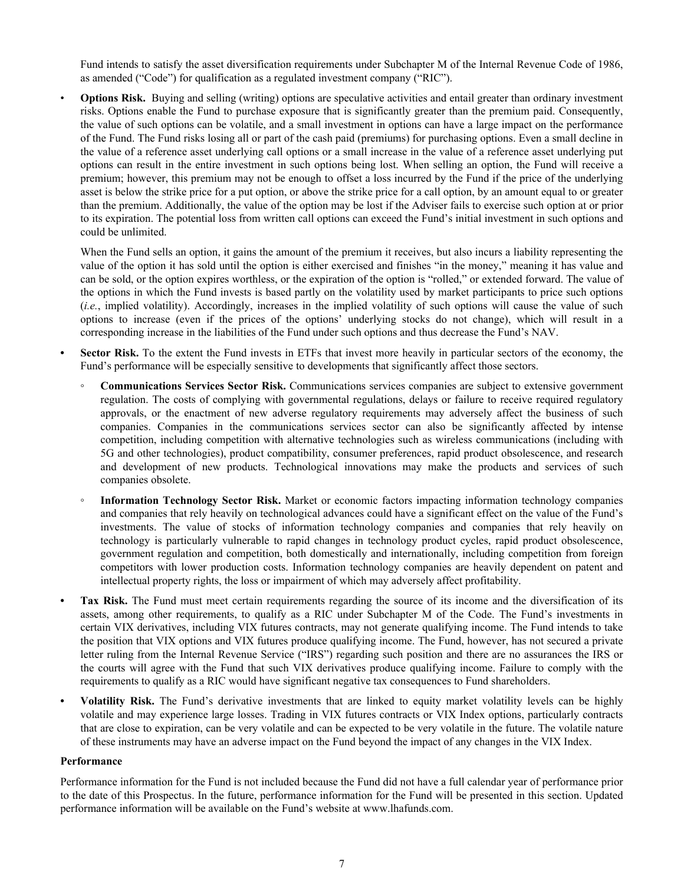Fund intends to satisfy the asset diversification requirements under Subchapter M of the Internal Revenue Code of 1986, as amended (“Code”) for qualification as a regulated investment company (“RIC”).

- **Options Risk.** Buying and selling (writing) options are speculative activities and entail greater than ordinary investment risks. Options enable the Fund to purchase exposure that is significantly greater than the premium paid. Consequently, the value of such options can be volatile, and a small investment in options can have a large impact on the performance of the Fund. The Fund risks losing all or part of the cash paid (premiums) for purchasing options. Even a small decline in the value of a reference asset underlying call options or a small increase in the value of a reference asset underlying put options can result in the entire investment in such options being lost. When selling an option, the Fund will receive a premium; however, this premium may not be enough to offset a loss incurred by the Fund if the price of the underlying asset is below the strike price for a put option, or above the strike price for a call option, by an amount equal to or greater than the premium. Additionally, the value of the option may be lost if the Adviser fails to exercise such option at or prior to its expiration. The potential loss from written call options can exceed the Fund’s initial investment in such options and could be unlimited.

  When the Fund sells an option, it gains the amount of the premium it receives, but also incurs a liability representing the value of the option it has sold until the option is either exercised and finishes “in the money,” meaning it has value and can be sold, or the option expires worthless, or the expiration of the option is “rolled,” or extended forward. The value of the options in which the Fund invests is based partly on the volatility used by market participants to price such options (*i.e.*, implied volatility). Accordingly, increases in the implied volatility of such options will cause the value of such options to increase (even if the prices of the options’ underlying stocks do not change), which will result in a corresponding increase in the liabilities of the Fund under such options and thus decrease the Fund’s NAV.

- **Sector Risk.** To the extent the Fund invests in ETFs that invest more heavily in particular sectors of the economy, the Fund’s performance will be especially sensitive to developments that significantly affect those sectors.

  - **Communications Services Sector Risk.** Communications services companies are subject to extensive government regulation. The costs of complying with governmental regulations, delays or failure to receive required regulatory approvals, or the enactment of new adverse regulatory requirements may adversely affect the business of such companies. Companies in the communications services sector can also be significantly affected by intense competition, including competition with alternative technologies such as wireless communications (including with 5G and other technologies), product compatibility, consumer preferences, rapid product obsolescence, and research and development of new products. Technological innovations may make the products and services of such companies obsolete.

  - **Information Technology Sector Risk.** Market or economic factors impacting information technology companies and companies that rely heavily on technological advances could have a significant effect on the value of the Fund’s investments. The value of stocks of information technology companies and companies that rely heavily on technology is particularly vulnerable to rapid changes in technology product cycles, rapid product obsolescence, government regulation and competition, both domestically and internationally, including competition from foreign competitors with lower production costs. Information technology companies are heavily dependent on patent and intellectual property rights, the loss or impairment of which may adversely affect profitability.

- **Tax Risk.** The Fund must meet certain requirements regarding the source of its income and the diversification of its assets, among other requirements, to qualify as a RIC under Subchapter M of the Code. The Fund’s investments in certain VIX derivatives, including VIX futures contracts, may not generate qualifying income. The Fund intends to take the position that VIX options and VIX futures produce qualifying income. The Fund, however, has not secured a private letter ruling from the Internal Revenue Service (“IRS”) regarding such position and there are no assurances the IRS or the courts will agree with the Fund that such VIX derivatives produce qualifying income. Failure to comply with the requirements to qualify as a RIC would have significant negative tax consequences to Fund shareholders.

- **Volatility Risk.** The Fund’s derivative investments that are linked to equity market volatility levels can be highly volatile and may experience large losses. Trading in VIX futures contracts or VIX Index options, particularly contracts that are close to expiration, can be very volatile and can be expected to be very volatile in the future. The volatile nature of these instruments may have an adverse impact on the Fund beyond the impact of any changes in the VIX Index.

**Performance**

Performance information for the Fund is not included because the Fund did not have a full calendar year of performance prior to the date of this Prospectus. In the future, performance information for the Fund will be presented in this section. Updated performance information will be available on the Fund’s website at www.lhafunds.com.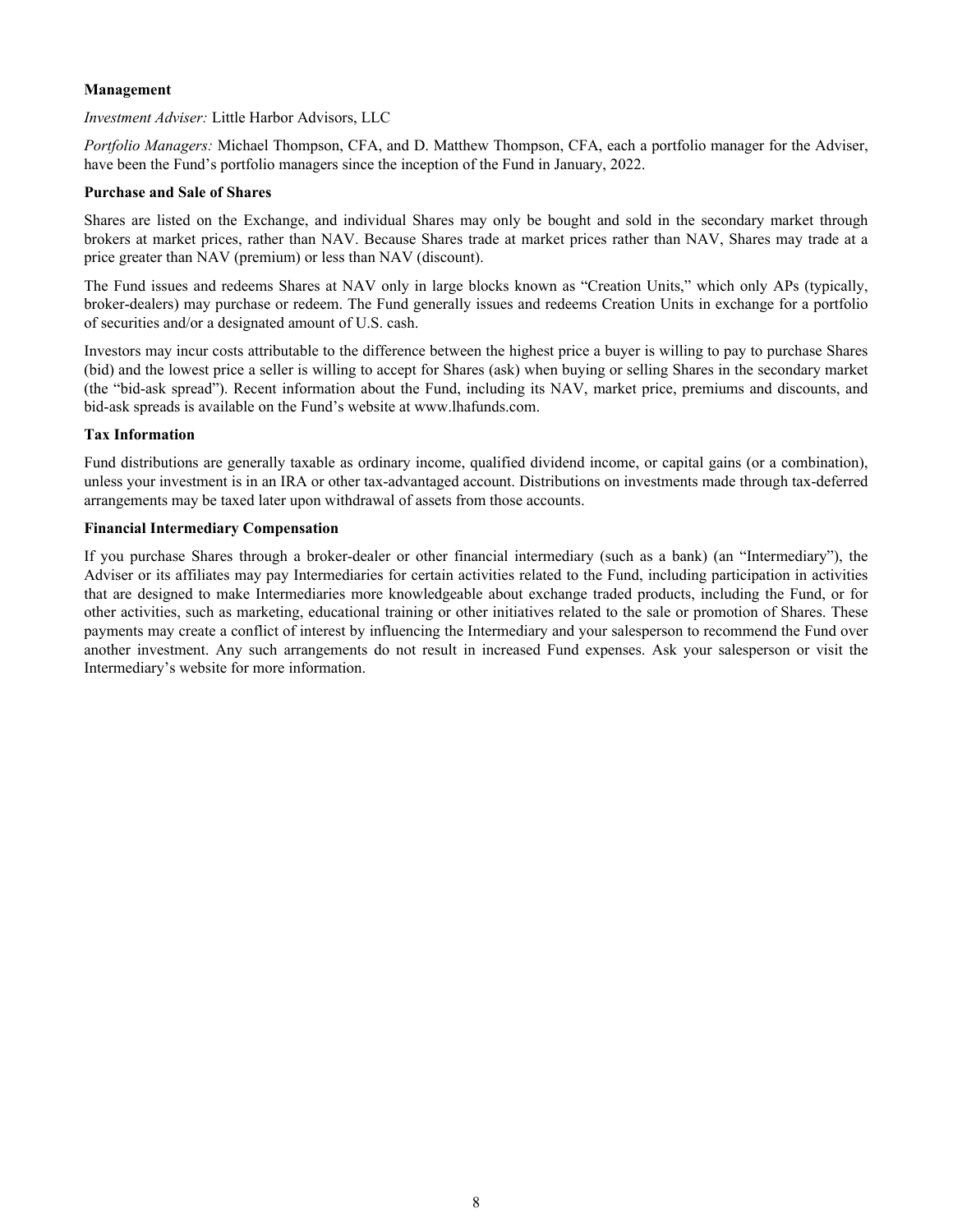**Management**

*Investment Adviser:* Little Harbor Advisors, LLC

*Portfolio Managers:* Michael Thompson, CFA, and D. Matthew Thompson, CFA, each a portfolio manager for the Adviser, have been the Fund's portfolio managers since the inception of the Fund in January, 2022.

**Purchase and Sale of Shares**

Shares are listed on the Exchange, and individual Shares may only be bought and sold in the secondary market through brokers at market prices, rather than NAV. Because Shares trade at market prices rather than NAV, Shares may trade at a price greater than NAV (premium) or less than NAV (discount).

The Fund issues and redeems Shares at NAV only in large blocks known as "Creation Units," which only APs (typically, broker-dealers) may purchase or redeem. The Fund generally issues and redeems Creation Units in exchange for a portfolio of securities and/or a designated amount of U.S. cash.

Investors may incur costs attributable to the difference between the highest price a buyer is willing to pay to purchase Shares (bid) and the lowest price a seller is willing to accept for Shares (ask) when buying or selling Shares in the secondary market (the "bid-ask spread"). Recent information about the Fund, including its NAV, market price, premiums and discounts, and bid-ask spreads is available on the Fund's website at www.lhafunds.com.

**Tax Information**

Fund distributions are generally taxable as ordinary income, qualified dividend income, or capital gains (or a combination), unless your investment is in an IRA or other tax-advantaged account. Distributions on investments made through tax-deferred arrangements may be taxed later upon withdrawal of assets from those accounts.

**Financial Intermediary Compensation**

If you purchase Shares through a broker-dealer or other financial intermediary (such as a bank) (an "Intermediary"), the Adviser or its affiliates may pay Intermediaries for certain activities related to the Fund, including participation in activities that are designed to make Intermediaries more knowledgeable about exchange traded products, including the Fund, or for other activities, such as marketing, educational training or other initiatives related to the sale or promotion of Shares. These payments may create a conflict of interest by influencing the Intermediary and your salesperson to recommend the Fund over another investment. Any such arrangements do not result in increased Fund expenses. Ask your salesperson or visit the Intermediary's website for more information.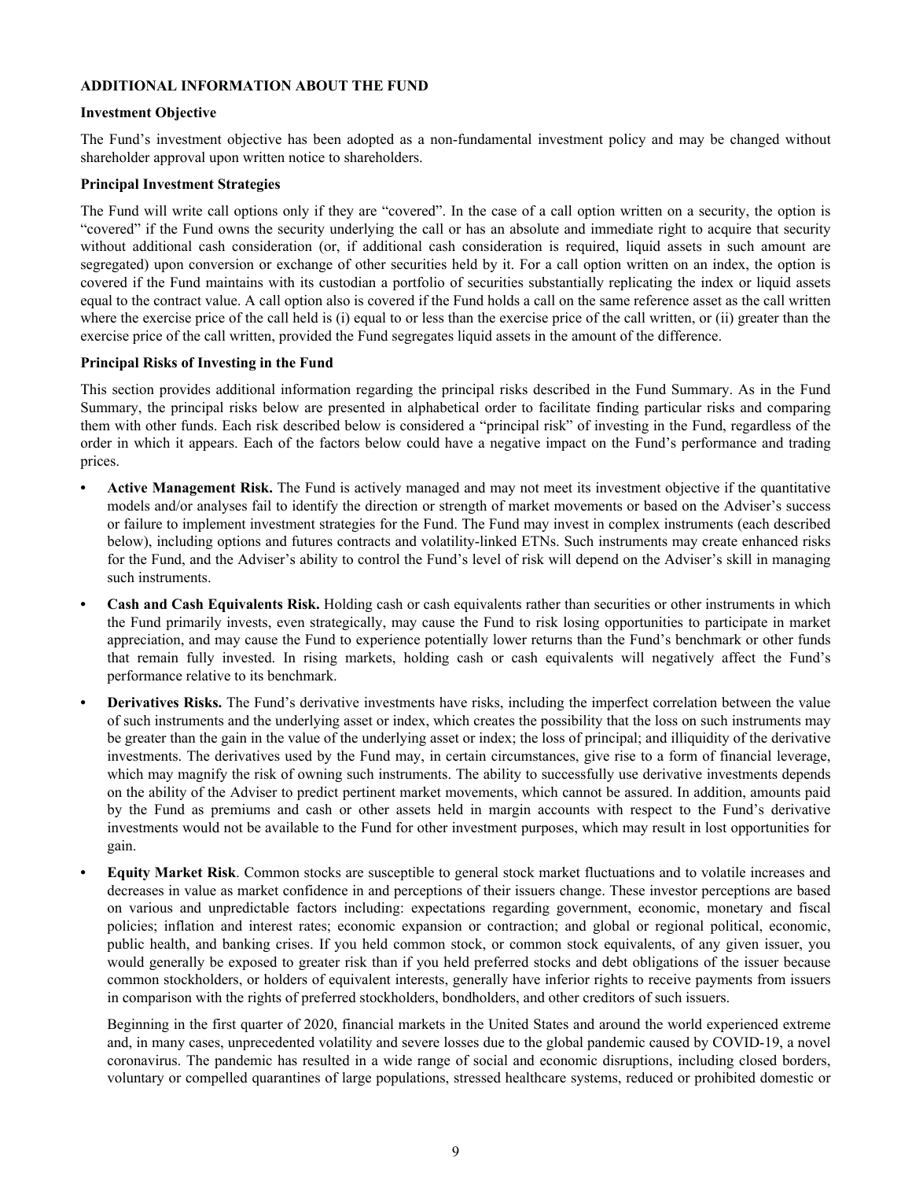## ADDITIONAL INFORMATION ABOUT THE FUND

### Investment Objective

The Fund's investment objective has been adopted as a non-fundamental investment policy and may be changed without shareholder approval upon written notice to shareholders.

### Principal Investment Strategies

The Fund will write call options only if they are "covered". In the case of a call option written on a security, the option is "covered" if the Fund owns the security underlying the call or has an absolute and immediate right to acquire that security without additional cash consideration (or, if additional cash consideration is required, liquid assets in such amount are segregated) upon conversion or exchange of other securities held by it. For a call option written on an index, the option is covered if the Fund maintains with its custodian a portfolio of securities substantially replicating the index or liquid assets equal to the contract value. A call option also is covered if the Fund holds a call on the same reference asset as the call written where the exercise price of the call held is (i) equal to or less than the exercise price of the call written, or (ii) greater than the exercise price of the call written, provided the Fund segregates liquid assets in the amount of the difference.

### Principal Risks of Investing in the Fund

This section provides additional information regarding the principal risks described in the Fund Summary. As in the Fund Summary, the principal risks below are presented in alphabetical order to facilitate finding particular risks and comparing them with other funds. Each risk described below is considered a "principal risk" of investing in the Fund, regardless of the order in which it appears. Each of the factors below could have a negative impact on the Fund's performance and trading prices.

- **Active Management Risk.** The Fund is actively managed and may not meet its investment objective if the quantitative models and/or analyses fail to identify the direction or strength of market movements or based on the Adviser's success or failure to implement investment strategies for the Fund. The Fund may invest in complex instruments (each described below), including options and futures contracts and volatility-linked ETNs. Such instruments may create enhanced risks for the Fund, and the Adviser's ability to control the Fund's level of risk will depend on the Adviser's skill in managing such instruments.
- **Cash and Cash Equivalents Risk.** Holding cash or cash equivalents rather than securities or other instruments in which the Fund primarily invests, even strategically, may cause the Fund to risk losing opportunities to participate in market appreciation, and may cause the Fund to experience potentially lower returns than the Fund's benchmark or other funds that remain fully invested. In rising markets, holding cash or cash equivalents will negatively affect the Fund's performance relative to its benchmark.
- **Derivatives Risks.** The Fund's derivative investments have risks, including the imperfect correlation between the value of such instruments and the underlying asset or index, which creates the possibility that the loss on such instruments may be greater than the gain in the value of the underlying asset or index; the loss of principal; and illiquidity of the derivative investments. The derivatives used by the Fund may, in certain circumstances, give rise to a form of financial leverage, which may magnify the risk of owning such instruments. The ability to successfully use derivative investments depends on the ability of the Adviser to predict pertinent market movements, which cannot be assured. In addition, amounts paid by the Fund as premiums and cash or other assets held in margin accounts with respect to the Fund's derivative investments would not be available to the Fund for other investment purposes, which may result in lost opportunities for gain.
- **Equity Market Risk**. Common stocks are susceptible to general stock market fluctuations and to volatile increases and decreases in value as market confidence in and perceptions of their issuers change. These investor perceptions are based on various and unpredictable factors including: expectations regarding government, economic, monetary and fiscal policies; inflation and interest rates; economic expansion or contraction; and global or regional political, economic, public health, and banking crises. If you held common stock, or common stock equivalents, of any given issuer, you would generally be exposed to greater risk than if you held preferred stocks and debt obligations of the issuer because common stockholders, or holders of equivalent interests, generally have inferior rights to receive payments from issuers in comparison with the rights of preferred stockholders, bondholders, and other creditors of such issuers.

  Beginning in the first quarter of 2020, financial markets in the United States and around the world experienced extreme and, in many cases, unprecedented volatility and severe losses due to the global pandemic caused by COVID-19, a novel coronavirus. The pandemic has resulted in a wide range of social and economic disruptions, including closed borders, voluntary or compelled quarantines of large populations, stressed healthcare systems, reduced or prohibited domestic or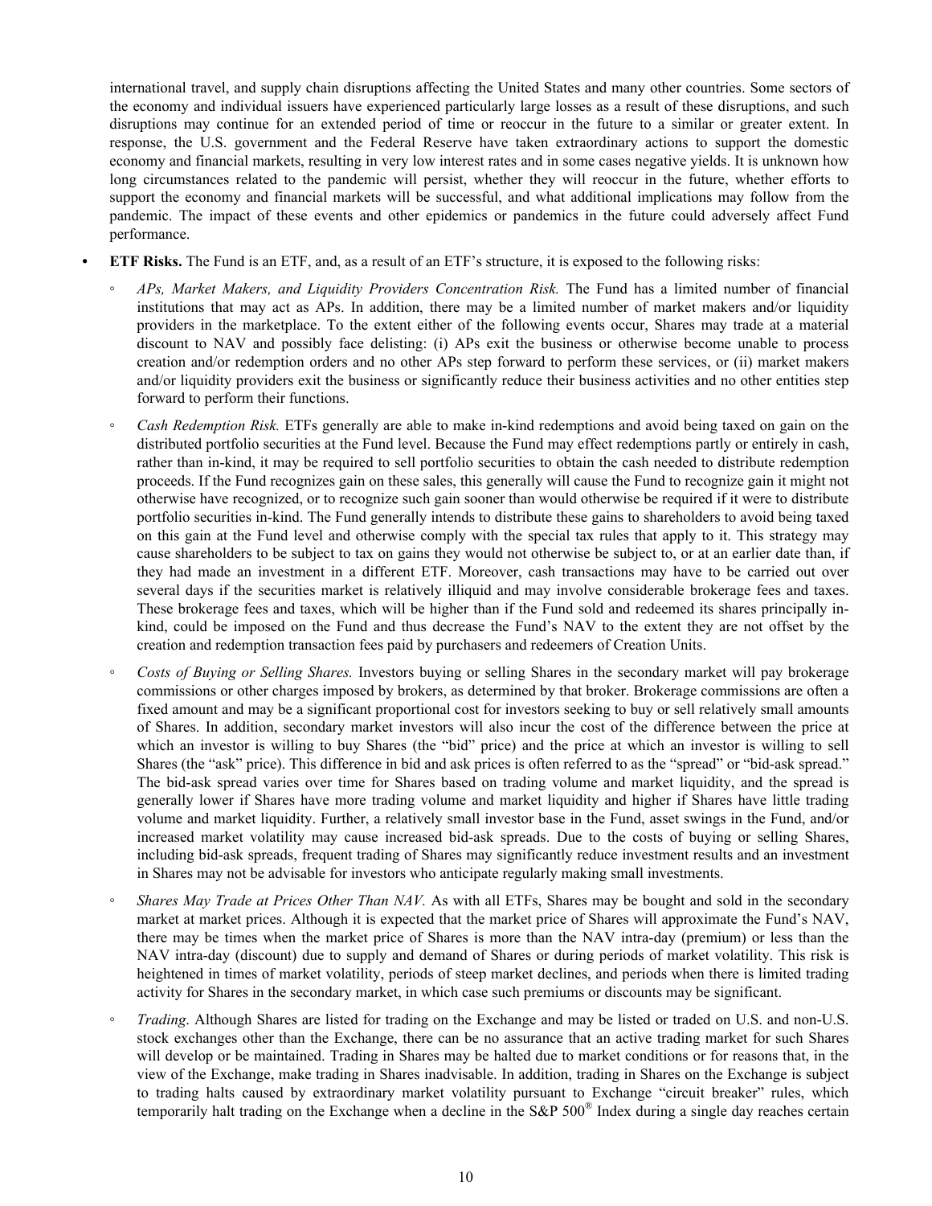international travel, and supply chain disruptions affecting the United States and many other countries. Some sectors of the economy and individual issuers have experienced particularly large losses as a result of these disruptions, and such disruptions may continue for an extended period of time or reoccur in the future to a similar or greater extent. In response, the U.S. government and the Federal Reserve have taken extraordinary actions to support the domestic economy and financial markets, resulting in very low interest rates and in some cases negative yields. It is unknown how long circumstances related to the pandemic will persist, whether they will reoccur in the future, whether efforts to support the economy and financial markets will be successful, and what additional implications may follow from the pandemic. The impact of these events and other epidemics or pandemics in the future could adversely affect Fund performance.

- **ETF Risks.** The Fund is an ETF, and, as a result of an ETF's structure, it is exposed to the following risks:
  - *APs, Market Makers, and Liquidity Providers Concentration Risk.* The Fund has a limited number of financial institutions that may act as APs. In addition, there may be a limited number of market makers and/or liquidity providers in the marketplace. To the extent either of the following events occur, Shares may trade at a material discount to NAV and possibly face delisting: (i) APs exit the business or otherwise become unable to process creation and/or redemption orders and no other APs step forward to perform these services, or (ii) market makers and/or liquidity providers exit the business or significantly reduce their business activities and no other entities step forward to perform their functions.
  - *Cash Redemption Risk.* ETFs generally are able to make in-kind redemptions and avoid being taxed on gain on the distributed portfolio securities at the Fund level. Because the Fund may effect redemptions partly or entirely in cash, rather than in-kind, it may be required to sell portfolio securities to obtain the cash needed to distribute redemption proceeds. If the Fund recognizes gain on these sales, this generally will cause the Fund to recognize gain it might not otherwise have recognized, or to recognize such gain sooner than would otherwise be required if it were to distribute portfolio securities in-kind. The Fund generally intends to distribute these gains to shareholders to avoid being taxed on this gain at the Fund level and otherwise comply with the special tax rules that apply to it. This strategy may cause shareholders to be subject to tax on gains they would not otherwise be subject to, or at an earlier date than, if they had made an investment in a different ETF. Moreover, cash transactions may have to be carried out over several days if the securities market is relatively illiquid and may involve considerable brokerage fees and taxes. These brokerage fees and taxes, which will be higher than if the Fund sold and redeemed its shares principally in-kind, could be imposed on the Fund and thus decrease the Fund's NAV to the extent they are not offset by the creation and redemption transaction fees paid by purchasers and redeemers of Creation Units.
  - *Costs of Buying or Selling Shares.* Investors buying or selling Shares in the secondary market will pay brokerage commissions or other charges imposed by brokers, as determined by that broker. Brokerage commissions are often a fixed amount and may be a significant proportional cost for investors seeking to buy or sell relatively small amounts of Shares. In addition, secondary market investors will also incur the cost of the difference between the price at which an investor is willing to buy Shares (the "bid" price) and the price at which an investor is willing to sell Shares (the "ask" price). This difference in bid and ask prices is often referred to as the "spread" or "bid-ask spread." The bid-ask spread varies over time for Shares based on trading volume and market liquidity, and the spread is generally lower if Shares have more trading volume and market liquidity and higher if Shares have little trading volume and market liquidity. Further, a relatively small investor base in the Fund, asset swings in the Fund, and/or increased market volatility may cause increased bid-ask spreads. Due to the costs of buying or selling Shares, including bid-ask spreads, frequent trading of Shares may significantly reduce investment results and an investment in Shares may not be advisable for investors who anticipate regularly making small investments.
  - *Shares May Trade at Prices Other Than NAV.* As with all ETFs, Shares may be bought and sold in the secondary market at market prices. Although it is expected that the market price of Shares will approximate the Fund's NAV, there may be times when the market price of Shares is more than the NAV intra-day (premium) or less than the NAV intra-day (discount) due to supply and demand of Shares or during periods of market volatility. This risk is heightened in times of market volatility, periods of steep market declines, and periods when there is limited trading activity for Shares in the secondary market, in which case such premiums or discounts may be significant.
  - *Trading*. Although Shares are listed for trading on the Exchange and may be listed or traded on U.S. and non-U.S. stock exchanges other than the Exchange, there can be no assurance that an active trading market for such Shares will develop or be maintained. Trading in Shares may be halted due to market conditions or for reasons that, in the view of the Exchange, make trading in Shares inadvisable. In addition, trading in Shares on the Exchange is subject to trading halts caused by extraordinary market volatility pursuant to Exchange "circuit breaker" rules, which temporarily halt trading on the Exchange when a decline in the S&P 500® Index during a single day reaches certain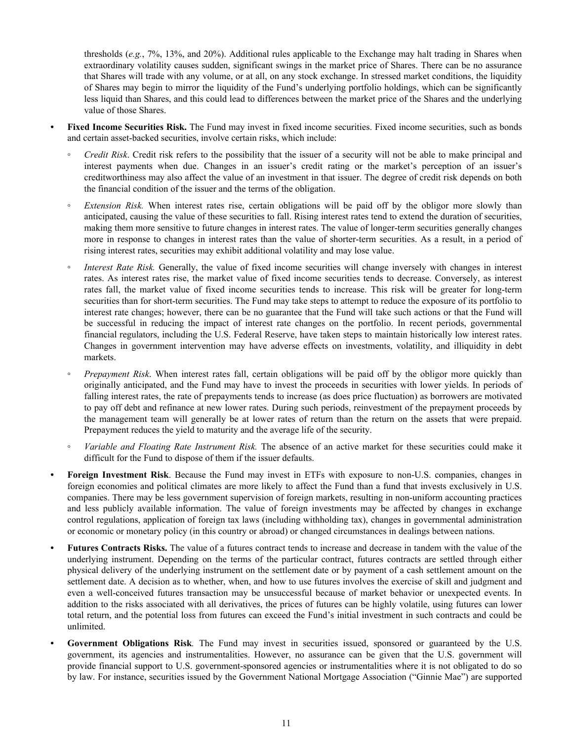thresholds (*e.g.*, 7%, 13%, and 20%). Additional rules applicable to the Exchange may halt trading in Shares when extraordinary volatility causes sudden, significant swings in the market price of Shares. There can be no assurance that Shares will trade with any volume, or at all, on any stock exchange. In stressed market conditions, the liquidity of Shares may begin to mirror the liquidity of the Fund's underlying portfolio holdings, which can be significantly less liquid than Shares, and this could lead to differences between the market price of the Shares and the underlying value of those Shares.

- **Fixed Income Securities Risk.** The Fund may invest in fixed income securities. Fixed income securities, such as bonds and certain asset-backed securities, involve certain risks, which include:
  - *Credit Risk*. Credit risk refers to the possibility that the issuer of a security will not be able to make principal and interest payments when due. Changes in an issuer's credit rating or the market's perception of an issuer's creditworthiness may also affect the value of an investment in that issuer. The degree of credit risk depends on both the financial condition of the issuer and the terms of the obligation.
  - *Extension Risk.* When interest rates rise, certain obligations will be paid off by the obligor more slowly than anticipated, causing the value of these securities to fall. Rising interest rates tend to extend the duration of securities, making them more sensitive to future changes in interest rates. The value of longer-term securities generally changes more in response to changes in interest rates than the value of shorter-term securities. As a result, in a period of rising interest rates, securities may exhibit additional volatility and may lose value.
  - *Interest Rate Risk.* Generally, the value of fixed income securities will change inversely with changes in interest rates. As interest rates rise, the market value of fixed income securities tends to decrease. Conversely, as interest rates fall, the market value of fixed income securities tends to increase. This risk will be greater for long-term securities than for short-term securities. The Fund may take steps to attempt to reduce the exposure of its portfolio to interest rate changes; however, there can be no guarantee that the Fund will take such actions or that the Fund will be successful in reducing the impact of interest rate changes on the portfolio. In recent periods, governmental financial regulators, including the U.S. Federal Reserve, have taken steps to maintain historically low interest rates. Changes in government intervention may have adverse effects on investments, volatility, and illiquidity in debt markets.
  - *Prepayment Risk*. When interest rates fall, certain obligations will be paid off by the obligor more quickly than originally anticipated, and the Fund may have to invest the proceeds in securities with lower yields. In periods of falling interest rates, the rate of prepayments tends to increase (as does price fluctuation) as borrowers are motivated to pay off debt and refinance at new lower rates. During such periods, reinvestment of the prepayment proceeds by the management team will generally be at lower rates of return than the return on the assets that were prepaid. Prepayment reduces the yield to maturity and the average life of the security.
  - *Variable and Floating Rate Instrument Risk.* The absence of an active market for these securities could make it difficult for the Fund to dispose of them if the issuer defaults.
- **Foreign Investment Risk**. Because the Fund may invest in ETFs with exposure to non-U.S. companies, changes in foreign economies and political climates are more likely to affect the Fund than a fund that invests exclusively in U.S. companies. There may be less government supervision of foreign markets, resulting in non-uniform accounting practices and less publicly available information. The value of foreign investments may be affected by changes in exchange control regulations, application of foreign tax laws (including withholding tax), changes in governmental administration or economic or monetary policy (in this country or abroad) or changed circumstances in dealings between nations.
- **Futures Contracts Risks.** The value of a futures contract tends to increase and decrease in tandem with the value of the underlying instrument. Depending on the terms of the particular contract, futures contracts are settled through either physical delivery of the underlying instrument on the settlement date or by payment of a cash settlement amount on the settlement date. A decision as to whether, when, and how to use futures involves the exercise of skill and judgment and even a well-conceived futures transaction may be unsuccessful because of market behavior or unexpected events. In addition to the risks associated with all derivatives, the prices of futures can be highly volatile, using futures can lower total return, and the potential loss from futures can exceed the Fund's initial investment in such contracts and could be unlimited.
- **Government Obligations Risk***.* The Fund may invest in securities issued, sponsored or guaranteed by the U.S. government, its agencies and instrumentalities. However, no assurance can be given that the U.S. government will provide financial support to U.S. government-sponsored agencies or instrumentalities where it is not obligated to do so by law. For instance, securities issued by the Government National Mortgage Association ("Ginnie Mae") are supported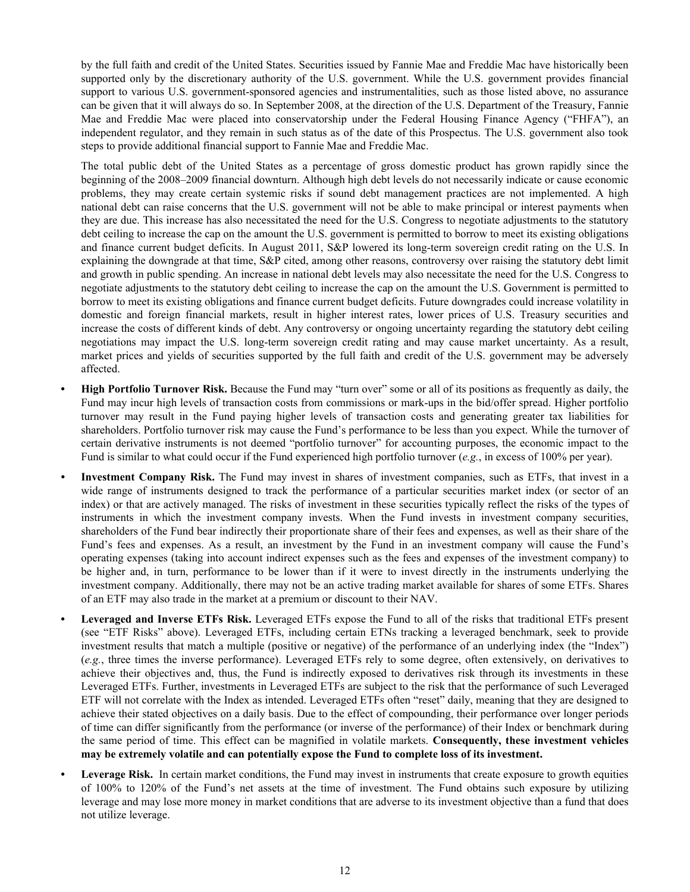by the full faith and credit of the United States. Securities issued by Fannie Mae and Freddie Mac have historically been supported only by the discretionary authority of the U.S. government. While the U.S. government provides financial support to various U.S. government-sponsored agencies and instrumentalities, such as those listed above, no assurance can be given that it will always do so. In September 2008, at the direction of the U.S. Department of the Treasury, Fannie Mae and Freddie Mac were placed into conservatorship under the Federal Housing Finance Agency ("FHFA"), an independent regulator, and they remain in such status as of the date of this Prospectus. The U.S. government also took steps to provide additional financial support to Fannie Mae and Freddie Mac.

The total public debt of the United States as a percentage of gross domestic product has grown rapidly since the beginning of the 2008–2009 financial downturn. Although high debt levels do not necessarily indicate or cause economic problems, they may create certain systemic risks if sound debt management practices are not implemented. A high national debt can raise concerns that the U.S. government will not be able to make principal or interest payments when they are due. This increase has also necessitated the need for the U.S. Congress to negotiate adjustments to the statutory debt ceiling to increase the cap on the amount the U.S. government is permitted to borrow to meet its existing obligations and finance current budget deficits. In August 2011, S&P lowered its long-term sovereign credit rating on the U.S. In explaining the downgrade at that time, S&P cited, among other reasons, controversy over raising the statutory debt limit and growth in public spending. An increase in national debt levels may also necessitate the need for the U.S. Congress to negotiate adjustments to the statutory debt ceiling to increase the cap on the amount the U.S. Government is permitted to borrow to meet its existing obligations and finance current budget deficits. Future downgrades could increase volatility in domestic and foreign financial markets, result in higher interest rates, lower prices of U.S. Treasury securities and increase the costs of different kinds of debt. Any controversy or ongoing uncertainty regarding the statutory debt ceiling negotiations may impact the U.S. long-term sovereign credit rating and may cause market uncertainty. As a result, market prices and yields of securities supported by the full faith and credit of the U.S. government may be adversely affected.

- **High Portfolio Turnover Risk.** Because the Fund may "turn over" some or all of its positions as frequently as daily, the Fund may incur high levels of transaction costs from commissions or mark-ups in the bid/offer spread. Higher portfolio turnover may result in the Fund paying higher levels of transaction costs and generating greater tax liabilities for shareholders. Portfolio turnover risk may cause the Fund's performance to be less than you expect. While the turnover of certain derivative instruments is not deemed "portfolio turnover" for accounting purposes, the economic impact to the Fund is similar to what could occur if the Fund experienced high portfolio turnover (*e.g.*, in excess of 100% per year).

- **Investment Company Risk.** The Fund may invest in shares of investment companies, such as ETFs, that invest in a wide range of instruments designed to track the performance of a particular securities market index (or sector of an index) or that are actively managed. The risks of investment in these securities typically reflect the risks of the types of instruments in which the investment company invests. When the Fund invests in investment company securities, shareholders of the Fund bear indirectly their proportionate share of their fees and expenses, as well as their share of the Fund's fees and expenses. As a result, an investment by the Fund in an investment company will cause the Fund's operating expenses (taking into account indirect expenses such as the fees and expenses of the investment company) to be higher and, in turn, performance to be lower than if it were to invest directly in the instruments underlying the investment company. Additionally, there may not be an active trading market available for shares of some ETFs. Shares of an ETF may also trade in the market at a premium or discount to their NAV.

- **Leveraged and Inverse ETFs Risk.** Leveraged ETFs expose the Fund to all of the risks that traditional ETFs present (see "ETF Risks" above). Leveraged ETFs, including certain ETNs tracking a leveraged benchmark, seek to provide investment results that match a multiple (positive or negative) of the performance of an underlying index (the "Index") (*e.g.*, three times the inverse performance). Leveraged ETFs rely to some degree, often extensively, on derivatives to achieve their objectives and, thus, the Fund is indirectly exposed to derivatives risk through its investments in these Leveraged ETFs. Further, investments in Leveraged ETFs are subject to the risk that the performance of such Leveraged ETF will not correlate with the Index as intended. Leveraged ETFs often "reset" daily, meaning that they are designed to achieve their stated objectives on a daily basis. Due to the effect of compounding, their performance over longer periods of time can differ significantly from the performance (or inverse of the performance) of their Index or benchmark during the same period of time. This effect can be magnified in volatile markets. **Consequently, these investment vehicles may be extremely volatile and can potentially expose the Fund to complete loss of its investment.**

- **Leverage Risk.** In certain market conditions, the Fund may invest in instruments that create exposure to growth equities of 100% to 120% of the Fund's net assets at the time of investment. The Fund obtains such exposure by utilizing leverage and may lose more money in market conditions that are adverse to its investment objective than a fund that does not utilize leverage.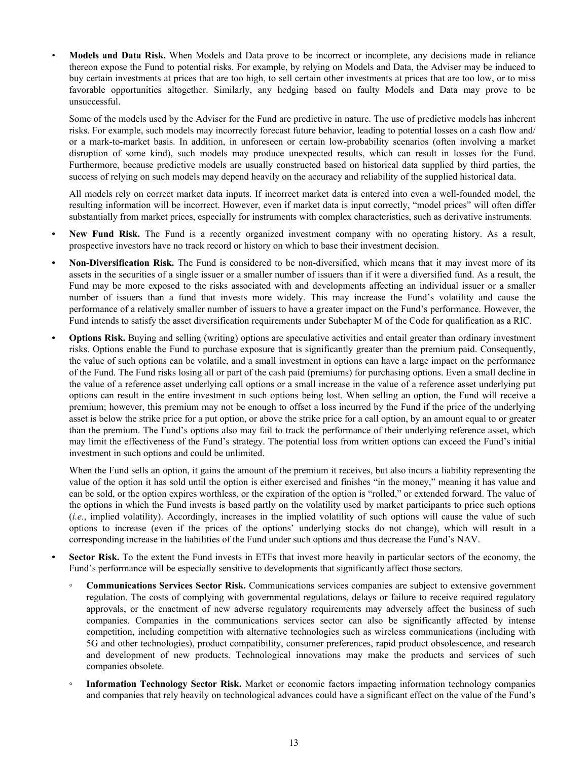- **Models and Data Risk.** When Models and Data prove to be incorrect or incomplete, any decisions made in reliance thereon expose the Fund to potential risks. For example, by relying on Models and Data, the Adviser may be induced to buy certain investments at prices that are too high, to sell certain other investments at prices that are too low, or to miss favorable opportunities altogether. Similarly, any hedging based on faulty Models and Data may prove to be unsuccessful.

  Some of the models used by the Adviser for the Fund are predictive in nature. The use of predictive models has inherent risks. For example, such models may incorrectly forecast future behavior, leading to potential losses on a cash flow and/or a mark-to-market basis. In addition, in unforeseen or certain low-probability scenarios (often involving a market disruption of some kind), such models may produce unexpected results, which can result in losses for the Fund. Furthermore, because predictive models are usually constructed based on historical data supplied by third parties, the success of relying on such models may depend heavily on the accuracy and reliability of the supplied historical data.

  All models rely on correct market data inputs. If incorrect market data is entered into even a well-founded model, the resulting information will be incorrect. However, even if market data is input correctly, "model prices" will often differ substantially from market prices, especially for instruments with complex characteristics, such as derivative instruments.

- **New Fund Risk.** The Fund is a recently organized investment company with no operating history. As a result, prospective investors have no track record or history on which to base their investment decision.

- **Non-Diversification Risk.** The Fund is considered to be non-diversified, which means that it may invest more of its assets in the securities of a single issuer or a smaller number of issuers than if it were a diversified fund. As a result, the Fund may be more exposed to the risks associated with and developments affecting an individual issuer or a smaller number of issuers than a fund that invests more widely. This may increase the Fund's volatility and cause the performance of a relatively smaller number of issuers to have a greater impact on the Fund's performance. However, the Fund intends to satisfy the asset diversification requirements under Subchapter M of the Code for qualification as a RIC.

- **Options Risk.** Buying and selling (writing) options are speculative activities and entail greater than ordinary investment risks. Options enable the Fund to purchase exposure that is significantly greater than the premium paid. Consequently, the value of such options can be volatile, and a small investment in options can have a large impact on the performance of the Fund. The Fund risks losing all or part of the cash paid (premiums) for purchasing options. Even a small decline in the value of a reference asset underlying call options or a small increase in the value of a reference asset underlying put options can result in the entire investment in such options being lost. When selling an option, the Fund will receive a premium; however, this premium may not be enough to offset a loss incurred by the Fund if the price of the underlying asset is below the strike price for a put option, or above the strike price for a call option, by an amount equal to or greater than the premium. The Fund's options also may fail to track the performance of their underlying reference asset, which may limit the effectiveness of the Fund's strategy. The potential loss from written options can exceed the Fund's initial investment in such options and could be unlimited.

  When the Fund sells an option, it gains the amount of the premium it receives, but also incurs a liability representing the value of the option it has sold until the option is either exercised and finishes "in the money," meaning it has value and can be sold, or the option expires worthless, or the expiration of the option is "rolled," or extended forward. The value of the options in which the Fund invests is based partly on the volatility used by market participants to price such options (*i.e.*, implied volatility). Accordingly, increases in the implied volatility of such options will cause the value of such options to increase (even if the prices of the options' underlying stocks do not change), which will result in a corresponding increase in the liabilities of the Fund under such options and thus decrease the Fund's NAV.

- **Sector Risk.** To the extent the Fund invests in ETFs that invest more heavily in particular sectors of the economy, the Fund's performance will be especially sensitive to developments that significantly affect those sectors.

  - **Communications Services Sector Risk.** Communications services companies are subject to extensive government regulation. The costs of complying with governmental regulations, delays or failure to receive required regulatory approvals, or the enactment of new adverse regulatory requirements may adversely affect the business of such companies. Companies in the communications services sector can also be significantly affected by intense competition, including competition with alternative technologies such as wireless communications (including with 5G and other technologies), product compatibility, consumer preferences, rapid product obsolescence, and research and development of new products. Technological innovations may make the products and services of such companies obsolete.

  - **Information Technology Sector Risk.** Market or economic factors impacting information technology companies and companies that rely heavily on technological advances could have a significant effect on the value of the Fund's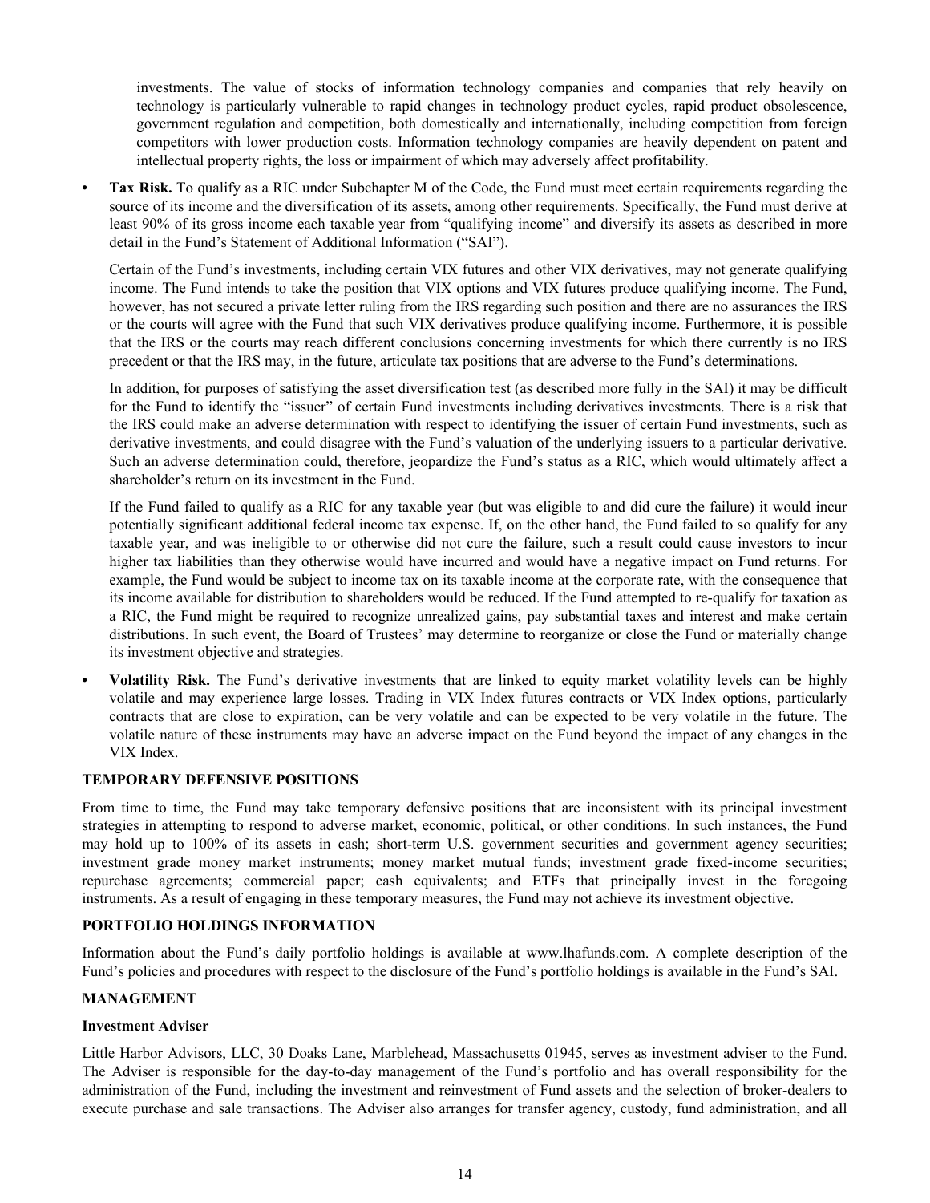investments. The value of stocks of information technology companies and companies that rely heavily on technology is particularly vulnerable to rapid changes in technology product cycles, rapid product obsolescence, government regulation and competition, both domestically and internationally, including competition from foreign competitors with lower production costs. Information technology companies are heavily dependent on patent and intellectual property rights, the loss or impairment of which may adversely affect profitability.

- **Tax Risk.** To qualify as a RIC under Subchapter M of the Code, the Fund must meet certain requirements regarding the source of its income and the diversification of its assets, among other requirements. Specifically, the Fund must derive at least 90% of its gross income each taxable year from "qualifying income" and diversify its assets as described in more detail in the Fund's Statement of Additional Information ("SAI").

  Certain of the Fund's investments, including certain VIX futures and other VIX derivatives, may not generate qualifying income. The Fund intends to take the position that VIX options and VIX futures produce qualifying income. The Fund, however, has not secured a private letter ruling from the IRS regarding such position and there are no assurances the IRS or the courts will agree with the Fund that such VIX derivatives produce qualifying income. Furthermore, it is possible that the IRS or the courts may reach different conclusions concerning investments for which there currently is no IRS precedent or that the IRS may, in the future, articulate tax positions that are adverse to the Fund's determinations.

  In addition, for purposes of satisfying the asset diversification test (as described more fully in the SAI) it may be difficult for the Fund to identify the "issuer" of certain Fund investments including derivatives investments. There is a risk that the IRS could make an adverse determination with respect to identifying the issuer of certain Fund investments, such as derivative investments, and could disagree with the Fund's valuation of the underlying issuers to a particular derivative. Such an adverse determination could, therefore, jeopardize the Fund's status as a RIC, which would ultimately affect a shareholder's return on its investment in the Fund.

  If the Fund failed to qualify as a RIC for any taxable year (but was eligible to and did cure the failure) it would incur potentially significant additional federal income tax expense. If, on the other hand, the Fund failed to so qualify for any taxable year, and was ineligible to or otherwise did not cure the failure, such a result could cause investors to incur higher tax liabilities than they otherwise would have incurred and would have a negative impact on Fund returns. For example, the Fund would be subject to income tax on its taxable income at the corporate rate, with the consequence that its income available for distribution to shareholders would be reduced. If the Fund attempted to re-qualify for taxation as a RIC, the Fund might be required to recognize unrealized gains, pay substantial taxes and interest and make certain distributions. In such event, the Board of Trustees' may determine to reorganize or close the Fund or materially change its investment objective and strategies.

- **Volatility Risk.** The Fund's derivative investments that are linked to equity market volatility levels can be highly volatile and may experience large losses. Trading in VIX Index futures contracts or VIX Index options, particularly contracts that are close to expiration, can be very volatile and can be expected to be very volatile in the future. The volatile nature of these instruments may have an adverse impact on the Fund beyond the impact of any changes in the VIX Index.

## TEMPORARY DEFENSIVE POSITIONS

From time to time, the Fund may take temporary defensive positions that are inconsistent with its principal investment strategies in attempting to respond to adverse market, economic, political, or other conditions. In such instances, the Fund may hold up to 100% of its assets in cash; short-term U.S. government securities and government agency securities; investment grade money market instruments; money market mutual funds; investment grade fixed-income securities; repurchase agreements; commercial paper; cash equivalents; and ETFs that principally invest in the foregoing instruments. As a result of engaging in these temporary measures, the Fund may not achieve its investment objective.

## PORTFOLIO HOLDINGS INFORMATION

Information about the Fund's daily portfolio holdings is available at www.lhafunds.com. A complete description of the Fund's policies and procedures with respect to the disclosure of the Fund's portfolio holdings is available in the Fund's SAI.

## MANAGEMENT

### Investment Adviser

Little Harbor Advisors, LLC, 30 Doaks Lane, Marblehead, Massachusetts 01945, serves as investment adviser to the Fund. The Adviser is responsible for the day-to-day management of the Fund's portfolio and has overall responsibility for the administration of the Fund, including the investment and reinvestment of Fund assets and the selection of broker-dealers to execute purchase and sale transactions. The Adviser also arranges for transfer agency, custody, fund administration, and all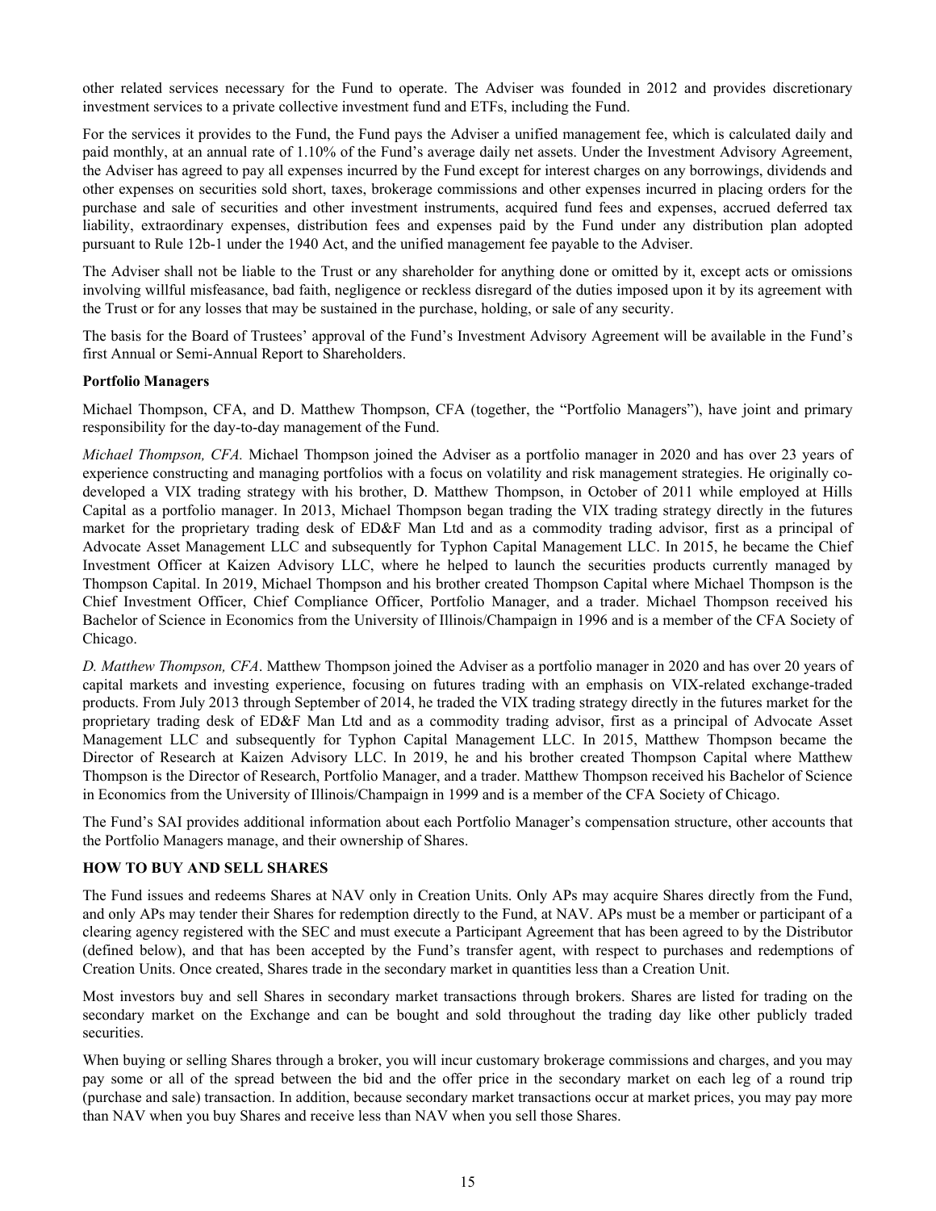other related services necessary for the Fund to operate. The Adviser was founded in 2012 and provides discretionary investment services to a private collective investment fund and ETFs, including the Fund.

For the services it provides to the Fund, the Fund pays the Adviser a unified management fee, which is calculated daily and paid monthly, at an annual rate of 1.10% of the Fund's average daily net assets. Under the Investment Advisory Agreement, the Adviser has agreed to pay all expenses incurred by the Fund except for interest charges on any borrowings, dividends and other expenses on securities sold short, taxes, brokerage commissions and other expenses incurred in placing orders for the purchase and sale of securities and other investment instruments, acquired fund fees and expenses, accrued deferred tax liability, extraordinary expenses, distribution fees and expenses paid by the Fund under any distribution plan adopted pursuant to Rule 12b-1 under the 1940 Act, and the unified management fee payable to the Adviser.

The Adviser shall not be liable to the Trust or any shareholder for anything done or omitted by it, except acts or omissions involving willful misfeasance, bad faith, negligence or reckless disregard of the duties imposed upon it by its agreement with the Trust or for any losses that may be sustained in the purchase, holding, or sale of any security.

The basis for the Board of Trustees' approval of the Fund's Investment Advisory Agreement will be available in the Fund's first Annual or Semi-Annual Report to Shareholders.

**Portfolio Managers**

Michael Thompson, CFA, and D. Matthew Thompson, CFA (together, the "Portfolio Managers"), have joint and primary responsibility for the day-to-day management of the Fund.

*Michael Thompson, CFA.* Michael Thompson joined the Adviser as a portfolio manager in 2020 and has over 23 years of experience constructing and managing portfolios with a focus on volatility and risk management strategies. He originally co-developed a VIX trading strategy with his brother, D. Matthew Thompson, in October of 2011 while employed at Hills Capital as a portfolio manager. In 2013, Michael Thompson began trading the VIX trading strategy directly in the futures market for the proprietary trading desk of ED&F Man Ltd and as a commodity trading advisor, first as a principal of Advocate Asset Management LLC and subsequently for Typhon Capital Management LLC. In 2015, he became the Chief Investment Officer at Kaizen Advisory LLC, where he helped to launch the securities products currently managed by Thompson Capital. In 2019, Michael Thompson and his brother created Thompson Capital where Michael Thompson is the Chief Investment Officer, Chief Compliance Officer, Portfolio Manager, and a trader. Michael Thompson received his Bachelor of Science in Economics from the University of Illinois/Champaign in 1996 and is a member of the CFA Society of Chicago.

*D. Matthew Thompson, CFA*. Matthew Thompson joined the Adviser as a portfolio manager in 2020 and has over 20 years of capital markets and investing experience, focusing on futures trading with an emphasis on VIX-related exchange-traded products. From July 2013 through September of 2014, he traded the VIX trading strategy directly in the futures market for the proprietary trading desk of ED&F Man Ltd and as a commodity trading advisor, first as a principal of Advocate Asset Management LLC and subsequently for Typhon Capital Management LLC. In 2015, Matthew Thompson became the Director of Research at Kaizen Advisory LLC. In 2019, he and his brother created Thompson Capital where Matthew Thompson is the Director of Research, Portfolio Manager, and a trader. Matthew Thompson received his Bachelor of Science in Economics from the University of Illinois/Champaign in 1999 and is a member of the CFA Society of Chicago.

The Fund's SAI provides additional information about each Portfolio Manager's compensation structure, other accounts that the Portfolio Managers manage, and their ownership of Shares.

## HOW TO BUY AND SELL SHARES

The Fund issues and redeems Shares at NAV only in Creation Units. Only APs may acquire Shares directly from the Fund, and only APs may tender their Shares for redemption directly to the Fund, at NAV. APs must be a member or participant of a clearing agency registered with the SEC and must execute a Participant Agreement that has been agreed to by the Distributor (defined below), and that has been accepted by the Fund's transfer agent, with respect to purchases and redemptions of Creation Units. Once created, Shares trade in the secondary market in quantities less than a Creation Unit.

Most investors buy and sell Shares in secondary market transactions through brokers. Shares are listed for trading on the secondary market on the Exchange and can be bought and sold throughout the trading day like other publicly traded securities.

When buying or selling Shares through a broker, you will incur customary brokerage commissions and charges, and you may pay some or all of the spread between the bid and the offer price in the secondary market on each leg of a round trip (purchase and sale) transaction. In addition, because secondary market transactions occur at market prices, you may pay more than NAV when you buy Shares and receive less than NAV when you sell those Shares.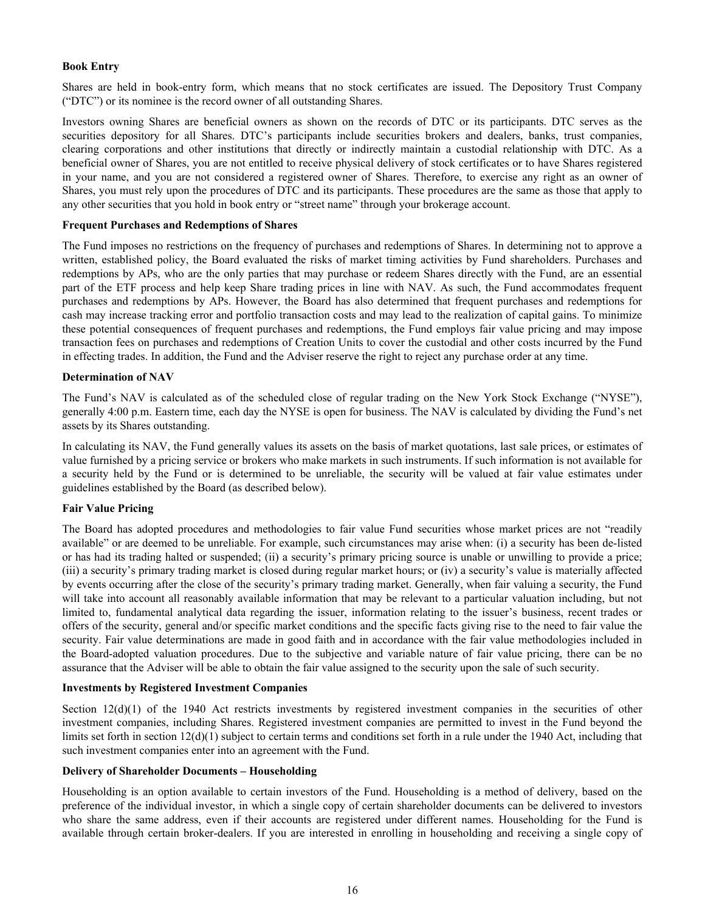**Book Entry**

Shares are held in book-entry form, which means that no stock certificates are issued. The Depository Trust Company ("DTC") or its nominee is the record owner of all outstanding Shares.

Investors owning Shares are beneficial owners as shown on the records of DTC or its participants. DTC serves as the securities depository for all Shares. DTC's participants include securities brokers and dealers, banks, trust companies, clearing corporations and other institutions that directly or indirectly maintain a custodial relationship with DTC. As a beneficial owner of Shares, you are not entitled to receive physical delivery of stock certificates or to have Shares registered in your name, and you are not considered a registered owner of Shares. Therefore, to exercise any right as an owner of Shares, you must rely upon the procedures of DTC and its participants. These procedures are the same as those that apply to any other securities that you hold in book entry or "street name" through your brokerage account.

**Frequent Purchases and Redemptions of Shares**

The Fund imposes no restrictions on the frequency of purchases and redemptions of Shares. In determining not to approve a written, established policy, the Board evaluated the risks of market timing activities by Fund shareholders. Purchases and redemptions by APs, who are the only parties that may purchase or redeem Shares directly with the Fund, are an essential part of the ETF process and help keep Share trading prices in line with NAV. As such, the Fund accommodates frequent purchases and redemptions by APs. However, the Board has also determined that frequent purchases and redemptions for cash may increase tracking error and portfolio transaction costs and may lead to the realization of capital gains. To minimize these potential consequences of frequent purchases and redemptions, the Fund employs fair value pricing and may impose transaction fees on purchases and redemptions of Creation Units to cover the custodial and other costs incurred by the Fund in effecting trades. In addition, the Fund and the Adviser reserve the right to reject any purchase order at any time.

**Determination of NAV**

The Fund's NAV is calculated as of the scheduled close of regular trading on the New York Stock Exchange ("NYSE"), generally 4:00 p.m. Eastern time, each day the NYSE is open for business. The NAV is calculated by dividing the Fund's net assets by its Shares outstanding.

In calculating its NAV, the Fund generally values its assets on the basis of market quotations, last sale prices, or estimates of value furnished by a pricing service or brokers who make markets in such instruments. If such information is not available for a security held by the Fund or is determined to be unreliable, the security will be valued at fair value estimates under guidelines established by the Board (as described below).

**Fair Value Pricing**

The Board has adopted procedures and methodologies to fair value Fund securities whose market prices are not "readily available" or are deemed to be unreliable. For example, such circumstances may arise when: (i) a security has been de-listed or has had its trading halted or suspended; (ii) a security's primary pricing source is unable or unwilling to provide a price; (iii) a security's primary trading market is closed during regular market hours; or (iv) a security's value is materially affected by events occurring after the close of the security's primary trading market. Generally, when fair valuing a security, the Fund will take into account all reasonably available information that may be relevant to a particular valuation including, but not limited to, fundamental analytical data regarding the issuer, information relating to the issuer's business, recent trades or offers of the security, general and/or specific market conditions and the specific facts giving rise to the need to fair value the security. Fair value determinations are made in good faith and in accordance with the fair value methodologies included in the Board-adopted valuation procedures. Due to the subjective and variable nature of fair value pricing, there can be no assurance that the Adviser will be able to obtain the fair value assigned to the security upon the sale of such security.

**Investments by Registered Investment Companies**

Section 12(d)(1) of the 1940 Act restricts investments by registered investment companies in the securities of other investment companies, including Shares. Registered investment companies are permitted to invest in the Fund beyond the limits set forth in section 12(d)(1) subject to certain terms and conditions set forth in a rule under the 1940 Act, including that such investment companies enter into an agreement with the Fund.

**Delivery of Shareholder Documents – Householding**

Householding is an option available to certain investors of the Fund. Householding is a method of delivery, based on the preference of the individual investor, in which a single copy of certain shareholder documents can be delivered to investors who share the same address, even if their accounts are registered under different names. Householding for the Fund is available through certain broker-dealers. If you are interested in enrolling in householding and receiving a single copy of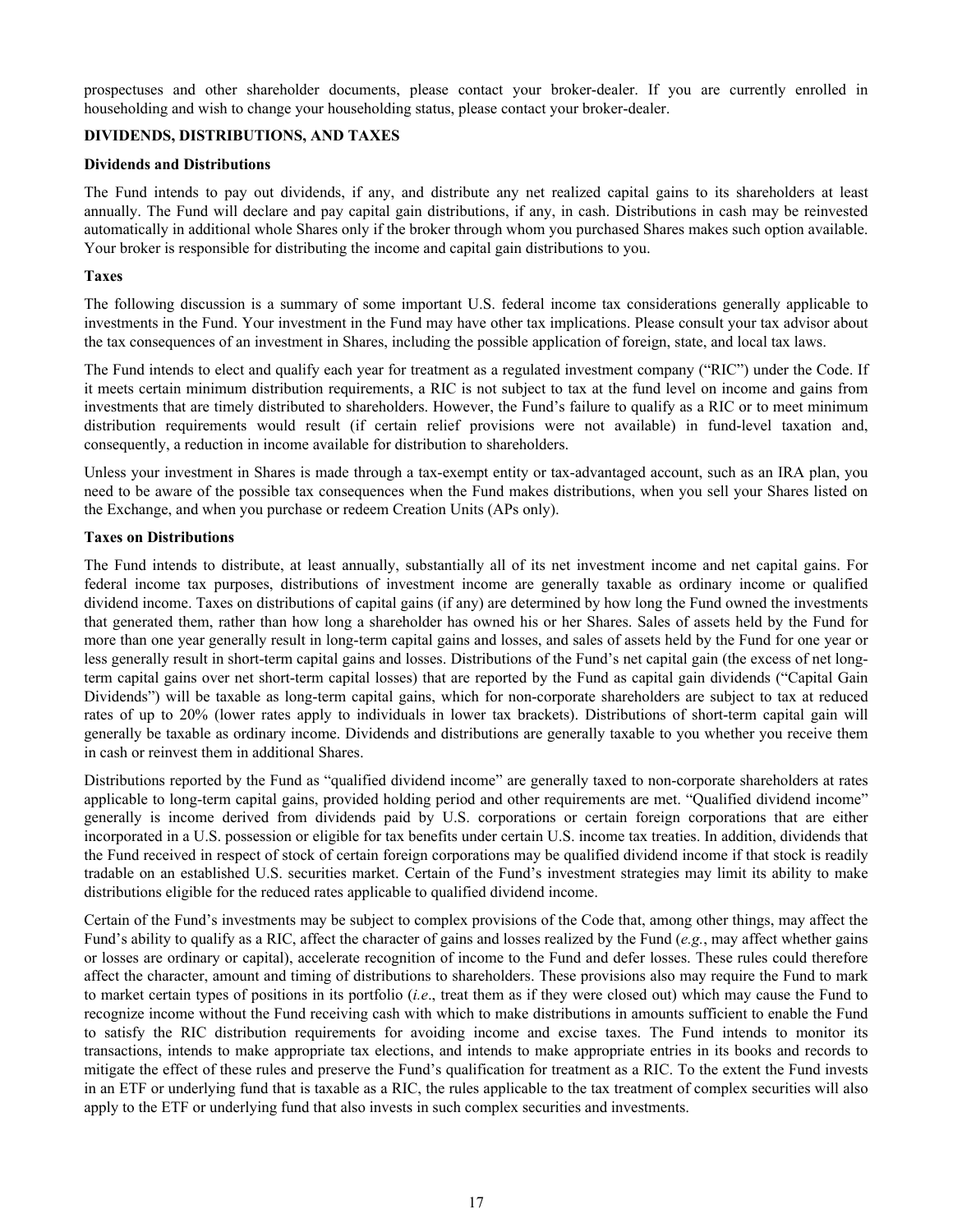prospectuses and other shareholder documents, please contact your broker-dealer. If you are currently enrolled in householding and wish to change your householding status, please contact your broker-dealer.

## DIVIDENDS, DISTRIBUTIONS, AND TAXES

### Dividends and Distributions

The Fund intends to pay out dividends, if any, and distribute any net realized capital gains to its shareholders at least annually. The Fund will declare and pay capital gain distributions, if any, in cash. Distributions in cash may be reinvested automatically in additional whole Shares only if the broker through whom you purchased Shares makes such option available. Your broker is responsible for distributing the income and capital gain distributions to you.

### Taxes

The following discussion is a summary of some important U.S. federal income tax considerations generally applicable to investments in the Fund. Your investment in the Fund may have other tax implications. Please consult your tax advisor about the tax consequences of an investment in Shares, including the possible application of foreign, state, and local tax laws.

The Fund intends to elect and qualify each year for treatment as a regulated investment company ("RIC") under the Code. If it meets certain minimum distribution requirements, a RIC is not subject to tax at the fund level on income and gains from investments that are timely distributed to shareholders. However, the Fund's failure to qualify as a RIC or to meet minimum distribution requirements would result (if certain relief provisions were not available) in fund-level taxation and, consequently, a reduction in income available for distribution to shareholders.

Unless your investment in Shares is made through a tax-exempt entity or tax-advantaged account, such as an IRA plan, you need to be aware of the possible tax consequences when the Fund makes distributions, when you sell your Shares listed on the Exchange, and when you purchase or redeem Creation Units (APs only).

### Taxes on Distributions

The Fund intends to distribute, at least annually, substantially all of its net investment income and net capital gains. For federal income tax purposes, distributions of investment income are generally taxable as ordinary income or qualified dividend income. Taxes on distributions of capital gains (if any) are determined by how long the Fund owned the investments that generated them, rather than how long a shareholder has owned his or her Shares. Sales of assets held by the Fund for more than one year generally result in long-term capital gains and losses, and sales of assets held by the Fund for one year or less generally result in short-term capital gains and losses. Distributions of the Fund's net capital gain (the excess of net long-term capital gains over net short-term capital losses) that are reported by the Fund as capital gain dividends ("Capital Gain Dividends") will be taxable as long-term capital gains, which for non-corporate shareholders are subject to tax at reduced rates of up to 20% (lower rates apply to individuals in lower tax brackets). Distributions of short-term capital gain will generally be taxable as ordinary income. Dividends and distributions are generally taxable to you whether you receive them in cash or reinvest them in additional Shares.

Distributions reported by the Fund as "qualified dividend income" are generally taxed to non-corporate shareholders at rates applicable to long-term capital gains, provided holding period and other requirements are met. "Qualified dividend income" generally is income derived from dividends paid by U.S. corporations or certain foreign corporations that are either incorporated in a U.S. possession or eligible for tax benefits under certain U.S. income tax treaties. In addition, dividends that the Fund received in respect of stock of certain foreign corporations may be qualified dividend income if that stock is readily tradable on an established U.S. securities market. Certain of the Fund's investment strategies may limit its ability to make distributions eligible for the reduced rates applicable to qualified dividend income.

Certain of the Fund's investments may be subject to complex provisions of the Code that, among other things, may affect the Fund's ability to qualify as a RIC, affect the character of gains and losses realized by the Fund (*e.g.*, may affect whether gains or losses are ordinary or capital), accelerate recognition of income to the Fund and defer losses. These rules could therefore affect the character, amount and timing of distributions to shareholders. These provisions also may require the Fund to mark to market certain types of positions in its portfolio (*i.e*., treat them as if they were closed out) which may cause the Fund to recognize income without the Fund receiving cash with which to make distributions in amounts sufficient to enable the Fund to satisfy the RIC distribution requirements for avoiding income and excise taxes. The Fund intends to monitor its transactions, intends to make appropriate tax elections, and intends to make appropriate entries in its books and records to mitigate the effect of these rules and preserve the Fund's qualification for treatment as a RIC. To the extent the Fund invests in an ETF or underlying fund that is taxable as a RIC, the rules applicable to the tax treatment of complex securities will also apply to the ETF or underlying fund that also invests in such complex securities and investments.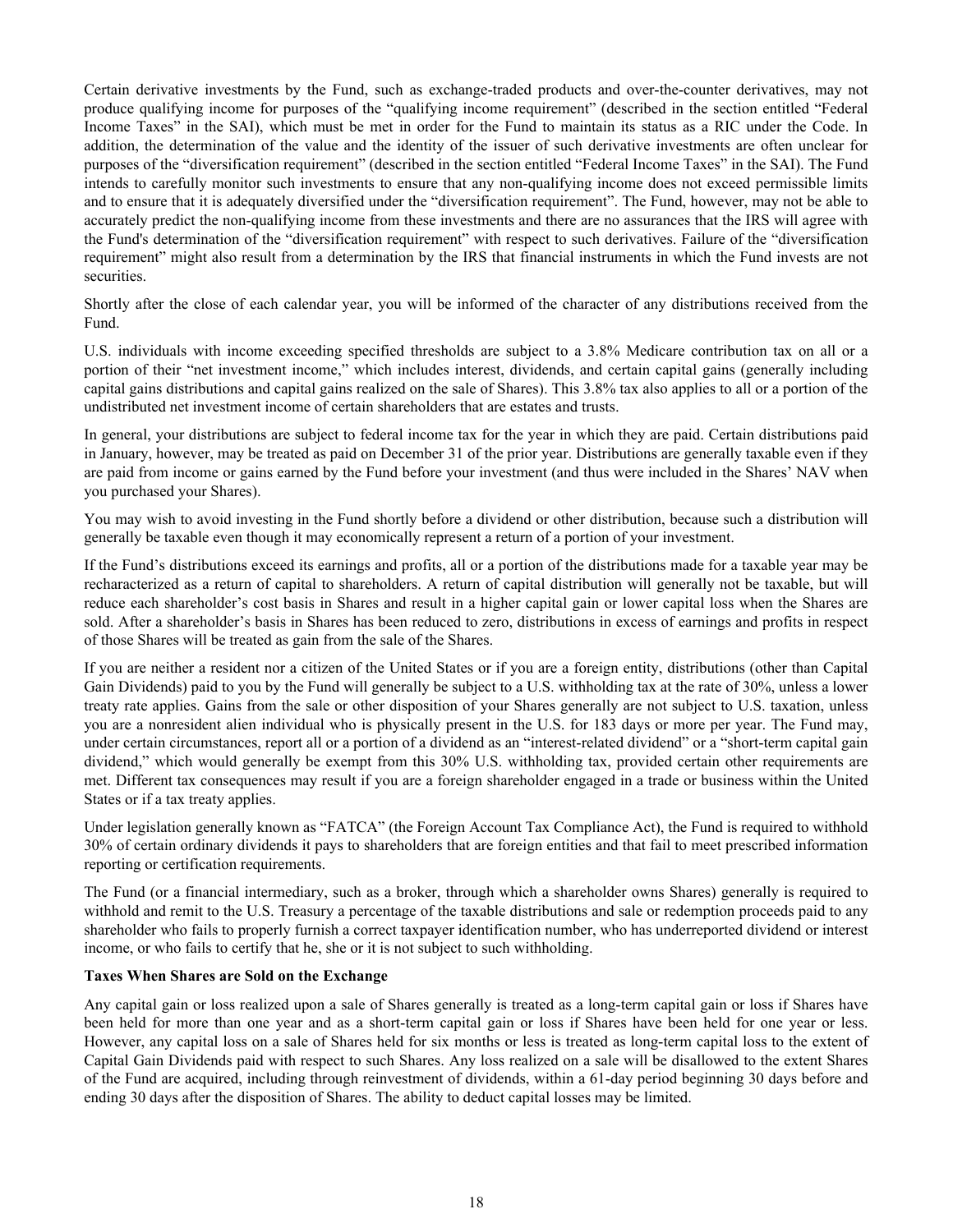Certain derivative investments by the Fund, such as exchange-traded products and over-the-counter derivatives, may not produce qualifying income for purposes of the "qualifying income requirement" (described in the section entitled "Federal Income Taxes" in the SAI), which must be met in order for the Fund to maintain its status as a RIC under the Code. In addition, the determination of the value and the identity of the issuer of such derivative investments are often unclear for purposes of the "diversification requirement" (described in the section entitled "Federal Income Taxes" in the SAI). The Fund intends to carefully monitor such investments to ensure that any non-qualifying income does not exceed permissible limits and to ensure that it is adequately diversified under the "diversification requirement". The Fund, however, may not be able to accurately predict the non-qualifying income from these investments and there are no assurances that the IRS will agree with the Fund's determination of the "diversification requirement" with respect to such derivatives. Failure of the "diversification requirement" might also result from a determination by the IRS that financial instruments in which the Fund invests are not securities.

Shortly after the close of each calendar year, you will be informed of the character of any distributions received from the Fund.

U.S. individuals with income exceeding specified thresholds are subject to a 3.8% Medicare contribution tax on all or a portion of their "net investment income," which includes interest, dividends, and certain capital gains (generally including capital gains distributions and capital gains realized on the sale of Shares). This 3.8% tax also applies to all or a portion of the undistributed net investment income of certain shareholders that are estates and trusts.

In general, your distributions are subject to federal income tax for the year in which they are paid. Certain distributions paid in January, however, may be treated as paid on December 31 of the prior year. Distributions are generally taxable even if they are paid from income or gains earned by the Fund before your investment (and thus were included in the Shares' NAV when you purchased your Shares).

You may wish to avoid investing in the Fund shortly before a dividend or other distribution, because such a distribution will generally be taxable even though it may economically represent a return of a portion of your investment.

If the Fund's distributions exceed its earnings and profits, all or a portion of the distributions made for a taxable year may be recharacterized as a return of capital to shareholders. A return of capital distribution will generally not be taxable, but will reduce each shareholder's cost basis in Shares and result in a higher capital gain or lower capital loss when the Shares are sold. After a shareholder's basis in Shares has been reduced to zero, distributions in excess of earnings and profits in respect of those Shares will be treated as gain from the sale of the Shares.

If you are neither a resident nor a citizen of the United States or if you are a foreign entity, distributions (other than Capital Gain Dividends) paid to you by the Fund will generally be subject to a U.S. withholding tax at the rate of 30%, unless a lower treaty rate applies. Gains from the sale or other disposition of your Shares generally are not subject to U.S. taxation, unless you are a nonresident alien individual who is physically present in the U.S. for 183 days or more per year. The Fund may, under certain circumstances, report all or a portion of a dividend as an "interest-related dividend" or a "short-term capital gain dividend," which would generally be exempt from this 30% U.S. withholding tax, provided certain other requirements are met. Different tax consequences may result if you are a foreign shareholder engaged in a trade or business within the United States or if a tax treaty applies.

Under legislation generally known as "FATCA" (the Foreign Account Tax Compliance Act), the Fund is required to withhold 30% of certain ordinary dividends it pays to shareholders that are foreign entities and that fail to meet prescribed information reporting or certification requirements.

The Fund (or a financial intermediary, such as a broker, through which a shareholder owns Shares) generally is required to withhold and remit to the U.S. Treasury a percentage of the taxable distributions and sale or redemption proceeds paid to any shareholder who fails to properly furnish a correct taxpayer identification number, who has underreported dividend or interest income, or who fails to certify that he, she or it is not subject to such withholding.

**Taxes When Shares are Sold on the Exchange**

Any capital gain or loss realized upon a sale of Shares generally is treated as a long-term capital gain or loss if Shares have been held for more than one year and as a short-term capital gain or loss if Shares have been held for one year or less. However, any capital loss on a sale of Shares held for six months or less is treated as long-term capital loss to the extent of Capital Gain Dividends paid with respect to such Shares. Any loss realized on a sale will be disallowed to the extent Shares of the Fund are acquired, including through reinvestment of dividends, within a 61-day period beginning 30 days before and ending 30 days after the disposition of Shares. The ability to deduct capital losses may be limited.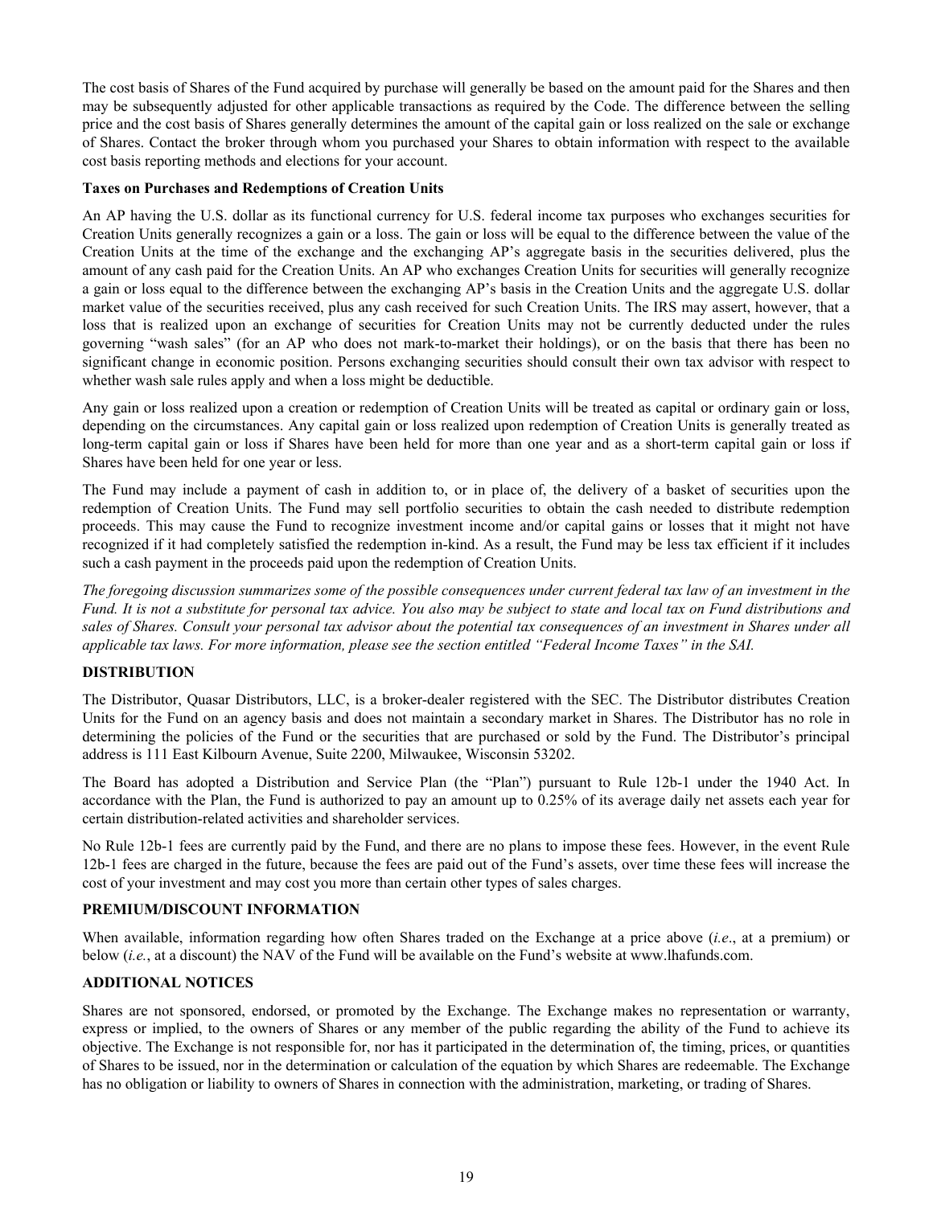The cost basis of Shares of the Fund acquired by purchase will generally be based on the amount paid for the Shares and then may be subsequently adjusted for other applicable transactions as required by the Code. The difference between the selling price and the cost basis of Shares generally determines the amount of the capital gain or loss realized on the sale or exchange of Shares. Contact the broker through whom you purchased your Shares to obtain information with respect to the available cost basis reporting methods and elections for your account.

**Taxes on Purchases and Redemptions of Creation Units**

An AP having the U.S. dollar as its functional currency for U.S. federal income tax purposes who exchanges securities for Creation Units generally recognizes a gain or a loss. The gain or loss will be equal to the difference between the value of the Creation Units at the time of the exchange and the exchanging AP's aggregate basis in the securities delivered, plus the amount of any cash paid for the Creation Units. An AP who exchanges Creation Units for securities will generally recognize a gain or loss equal to the difference between the exchanging AP's basis in the Creation Units and the aggregate U.S. dollar market value of the securities received, plus any cash received for such Creation Units. The IRS may assert, however, that a loss that is realized upon an exchange of securities for Creation Units may not be currently deducted under the rules governing "wash sales" (for an AP who does not mark-to-market their holdings), or on the basis that there has been no significant change in economic position. Persons exchanging securities should consult their own tax advisor with respect to whether wash sale rules apply and when a loss might be deductible.

Any gain or loss realized upon a creation or redemption of Creation Units will be treated as capital or ordinary gain or loss, depending on the circumstances. Any capital gain or loss realized upon redemption of Creation Units is generally treated as long-term capital gain or loss if Shares have been held for more than one year and as a short-term capital gain or loss if Shares have been held for one year or less.

The Fund may include a payment of cash in addition to, or in place of, the delivery of a basket of securities upon the redemption of Creation Units. The Fund may sell portfolio securities to obtain the cash needed to distribute redemption proceeds. This may cause the Fund to recognize investment income and/or capital gains or losses that it might not have recognized if it had completely satisfied the redemption in-kind. As a result, the Fund may be less tax efficient if it includes such a cash payment in the proceeds paid upon the redemption of Creation Units.

*The foregoing discussion summarizes some of the possible consequences under current federal tax law of an investment in the Fund. It is not a substitute for personal tax advice. You also may be subject to state and local tax on Fund distributions and sales of Shares. Consult your personal tax advisor about the potential tax consequences of an investment in Shares under all applicable tax laws. For more information, please see the section entitled "Federal Income Taxes" in the SAI.*

**DISTRIBUTION**

The Distributor, Quasar Distributors, LLC, is a broker-dealer registered with the SEC. The Distributor distributes Creation Units for the Fund on an agency basis and does not maintain a secondary market in Shares. The Distributor has no role in determining the policies of the Fund or the securities that are purchased or sold by the Fund. The Distributor's principal address is 111 East Kilbourn Avenue, Suite 2200, Milwaukee, Wisconsin 53202.

The Board has adopted a Distribution and Service Plan (the "Plan") pursuant to Rule 12b-1 under the 1940 Act. In accordance with the Plan, the Fund is authorized to pay an amount up to 0.25% of its average daily net assets each year for certain distribution-related activities and shareholder services.

No Rule 12b-1 fees are currently paid by the Fund, and there are no plans to impose these fees. However, in the event Rule 12b-1 fees are charged in the future, because the fees are paid out of the Fund's assets, over time these fees will increase the cost of your investment and may cost you more than certain other types of sales charges.

**PREMIUM/DISCOUNT INFORMATION**

When available, information regarding how often Shares traded on the Exchange at a price above (*i.e*., at a premium) or below (*i.e.*, at a discount) the NAV of the Fund will be available on the Fund's website at www.lhafunds.com.

**ADDITIONAL NOTICES**

Shares are not sponsored, endorsed, or promoted by the Exchange. The Exchange makes no representation or warranty, express or implied, to the owners of Shares or any member of the public regarding the ability of the Fund to achieve its objective. The Exchange is not responsible for, nor has it participated in the determination of, the timing, prices, or quantities of Shares to be issued, nor in the determination or calculation of the equation by which Shares are redeemable. The Exchange has no obligation or liability to owners of Shares in connection with the administration, marketing, or trading of Shares.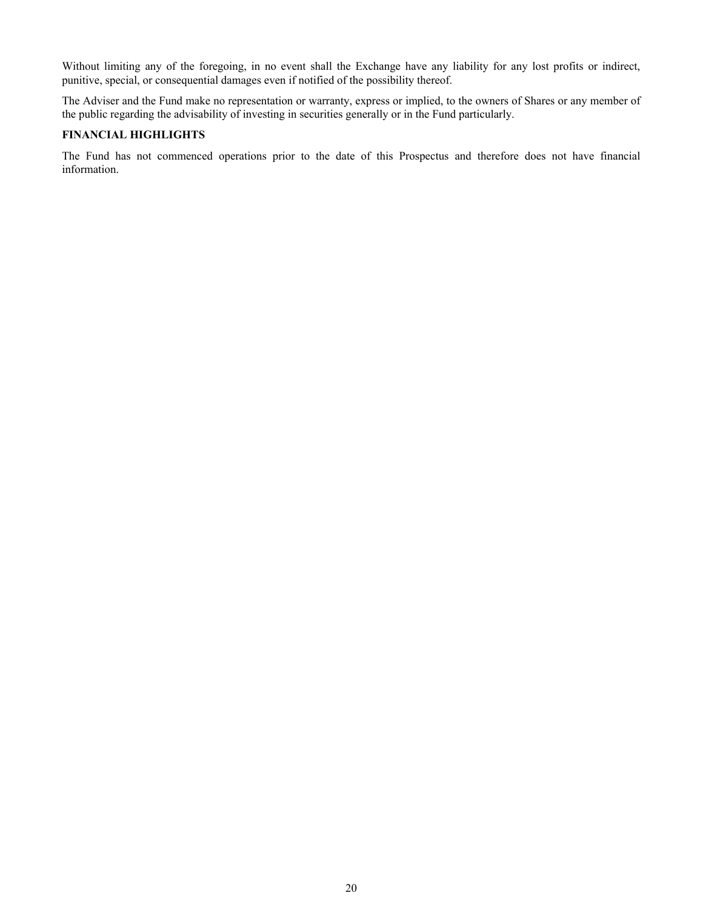Without limiting any of the foregoing, in no event shall the Exchange have any liability for any lost profits or indirect, punitive, special, or consequential damages even if notified of the possibility thereof.

The Adviser and the Fund make no representation or warranty, express or implied, to the owners of Shares or any member of the public regarding the advisability of investing in securities generally or in the Fund particularly.

**FINANCIAL HIGHLIGHTS**

The Fund has not commenced operations prior to the date of this Prospectus and therefore does not have financial information.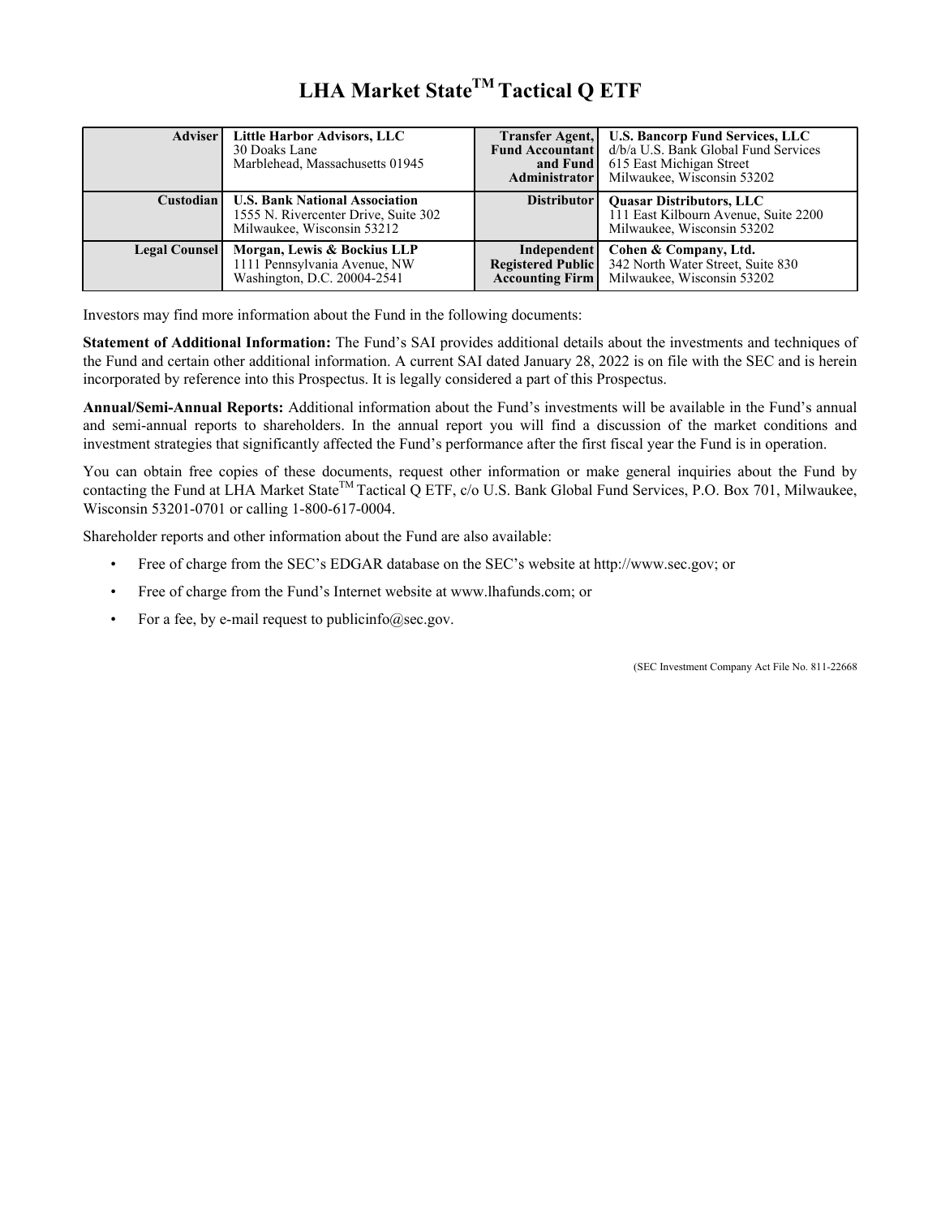# LHA Market State™ Tactical Q ETF

| | | | |
|---|---|---|---|
| **Adviser** | **Little Harbor Advisors, LLC**<br>30 Doaks Lane<br>Marblehead, Massachusetts 01945 | **Transfer Agent, Fund Accountant and Fund Administrator** | **U.S. Bancorp Fund Services, LLC**<br>d/b/a U.S. Bank Global Fund Services<br>615 East Michigan Street<br>Milwaukee, Wisconsin 53202 |
| **Custodian** | **U.S. Bank National Association**<br>1555 N. Rivercenter Drive, Suite 302<br>Milwaukee, Wisconsin 53212 | **Distributor** | **Quasar Distributors, LLC**<br>111 East Kilbourn Avenue, Suite 2200<br>Milwaukee, Wisconsin 53202 |
| **Legal Counsel** | **Morgan, Lewis & Bockius LLP**<br>1111 Pennsylvania Avenue, NW<br>Washington, D.C. 20004-2541 | **Independent Registered Public Accounting Firm** | **Cohen & Company, Ltd.**<br>342 North Water Street, Suite 830<br>Milwaukee, Wisconsin 53202 |

Investors may find more information about the Fund in the following documents:

**Statement of Additional Information:** The Fund's SAI provides additional details about the investments and techniques of the Fund and certain other additional information. A current SAI dated January 28, 2022 is on file with the SEC and is herein incorporated by reference into this Prospectus. It is legally considered a part of this Prospectus.

**Annual/Semi-Annual Reports:** Additional information about the Fund's investments will be available in the Fund's annual and semi-annual reports to shareholders. In the annual report you will find a discussion of the market conditions and investment strategies that significantly affected the Fund's performance after the first fiscal year the Fund is in operation.

You can obtain free copies of these documents, request other information or make general inquiries about the Fund by contacting the Fund at LHA Market State™ Tactical Q ETF, c/o U.S. Bank Global Fund Services, P.O. Box 701, Milwaukee, Wisconsin 53201-0701 or calling 1-800-617-0004.

Shareholder reports and other information about the Fund are also available:

- Free of charge from the SEC's EDGAR database on the SEC's website at http://www.sec.gov; or
- Free of charge from the Fund's Internet website at www.lhafunds.com; or
- For a fee, by e-mail request to publicinfo@sec.gov.

(SEC Investment Company Act File No. 811-22668